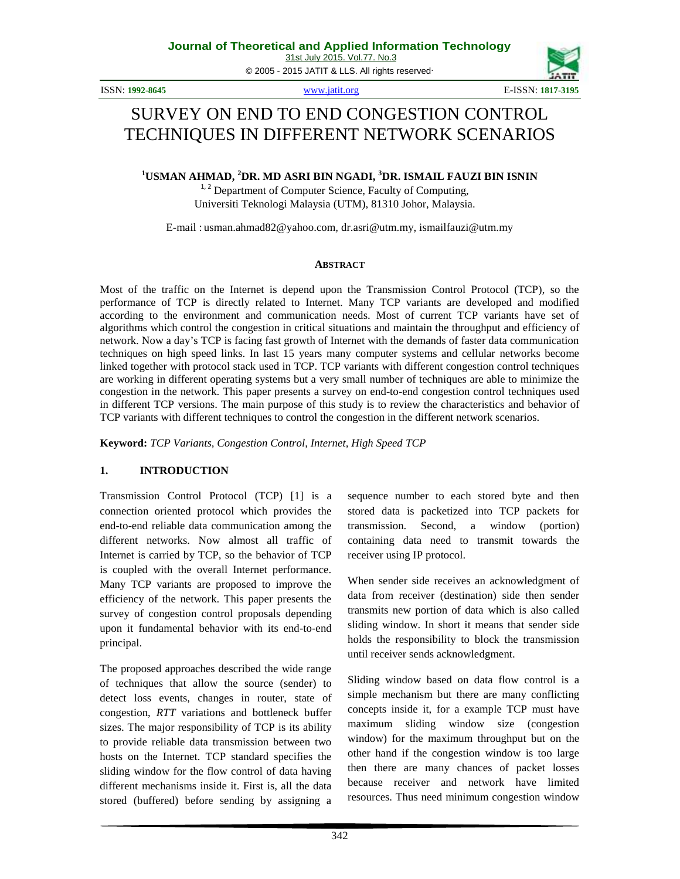# SURVEY ON END TO END CONGESTION CONTROL TECHNIQUES IN DIFFERENT NETWORK SCENARIOS

**[1]USMAN AHMAD, [2]DR. MD ASRI BIN NGADI, [3]DR. ISMAIL FAUZI BIN ISNIN**

[1, 2] Department of Computer Science, Faculty of Computing, Universiti Teknologi Malaysia (UTM), 81310 Johor, Malaysia.

E-mail : usman.ahmad82@yahoo.com, dr.asri@utm.my, ismailfauzi@utm.my

**ABSTRACT**

Most of the traffic on the Internet is depend upon the Transmission Control Protocol (TCP), so the performance of TCP is directly related to Internet. Many TCP variants are developed and modified according to the environment and communication needs. Most of current TCP variants have set of algorithms which control the congestion in critical situations and maintain the throughput and efficiency of network. Now a day's TCP is facing fast growth of Internet with the demands of faster data communication techniques on high speed links. In last 15 years many computer systems and cellular networks become linked together with protocol stack used in TCP. TCP variants with different congestion control techniques are working in different operating systems but a very small number of techniques are able to minimize the congestion in the network. This paper presents a survey on end-to-end congestion control techniques used in different TCP versions. The main purpose of this study is to review the characteristics and behavior of TCP variants with different techniques to control the congestion in the different network scenarios.

**Keyword:** *TCP Variants, Congestion Control, Internet, High Speed TCP*

## 1. INTRODUCTION

Transmission Control Protocol (TCP) [1] is a connection oriented protocol which provides the end-to-end reliable data communication among the different networks. Now almost all traffic of Internet is carried by TCP, so the behavior of TCP is coupled with the overall Internet performance. Many TCP variants are proposed to improve the efficiency of the network. This paper presents the survey of congestion control proposals depending upon it fundamental behavior with its end-to-end principal.

The proposed approaches described the wide range of techniques that allow the source (sender) to detect loss events, changes in router, state of congestion, *RTT* variations and bottleneck buffer sizes. The major responsibility of TCP is its ability to provide reliable data transmission between two hosts on the Internet. TCP standard specifies the sliding window for the flow control of data having different mechanisms inside it. First is, all the data stored (buffered) before sending by assigning a sequence number to each stored byte and then stored data is packetized into TCP packets for transmission. Second, a window (portion) containing data need to transmit towards the receiver using IP protocol.

When sender side receives an acknowledgment of data from receiver (destination) side then sender transmits new portion of data which is also called sliding window. In short it means that sender side holds the responsibility to block the transmission until receiver sends acknowledgment.

Sliding window based on data flow control is a simple mechanism but there are many conflicting concepts inside it, for a example TCP must have maximum sliding window size (congestion window) for the maximum throughput but on the other hand if the congestion window is too large then there are many chances of packet losses because receiver and network have limited resources. Thus need minimum congestion window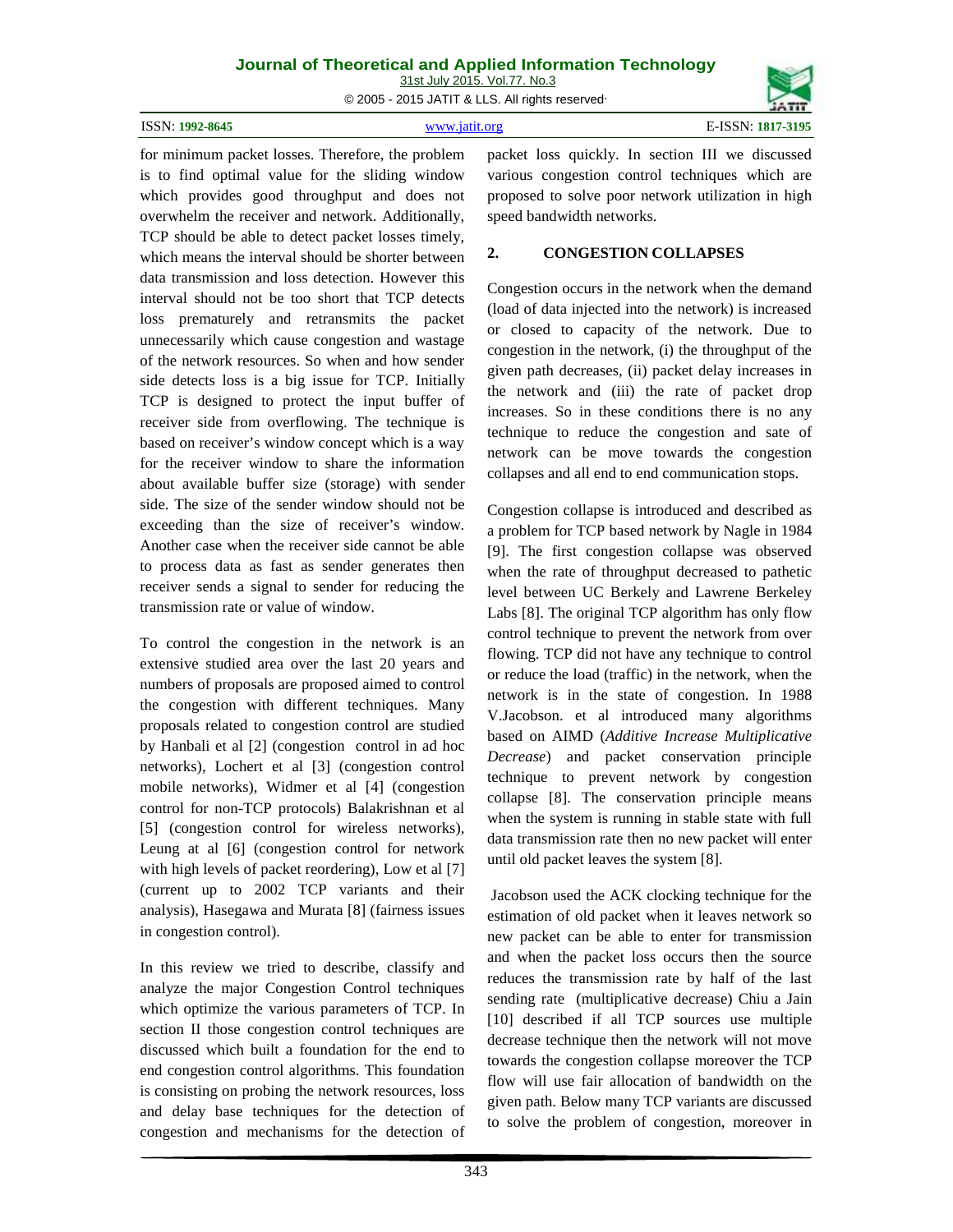for minimum packet losses. Therefore, the problem is to find optimal value for the sliding window which provides good throughput and does not overwhelm the receiver and network. Additionally, TCP should be able to detect packet losses timely, which means the interval should be shorter between data transmission and loss detection. However this interval should not be too short that TCP detects loss prematurely and retransmits the packet unnecessarily which cause congestion and wastage of the network resources. So when and how sender side detects loss is a big issue for TCP. Initially TCP is designed to protect the input buffer of receiver side from overflowing. The technique is based on receiver's window concept which is a way for the receiver window to share the information about available buffer size (storage) with sender side. The size of the sender window should not be exceeding than the size of receiver's window. Another case when the receiver side cannot be able to process data as fast as sender generates then receiver sends a signal to sender for reducing the transmission rate or value of window.

To control the congestion in the network is an extensive studied area over the last 20 years and numbers of proposals are proposed aimed to control the congestion with different techniques. Many proposals related to congestion control are studied by Hanbali et al [2] (congestion control in ad hoc networks), Lochert et al [3] (congestion control mobile networks), Widmer et al [4] (congestion control for non-TCP protocols) Balakrishnan et al [5] (congestion control for wireless networks), Leung at al [6] (congestion control for network with high levels of packet reordering), Low et al [7] (current up to 2002 TCP variants and their analysis), Hasegawa and Murata [8] (fairness issues in congestion control).

In this review we tried to describe, classify and analyze the major Congestion Control techniques which optimize the various parameters of TCP. In section II those congestion control techniques are discussed which built a foundation for the end to end congestion control algorithms. This foundation is consisting on probing the network resources, loss and delay base techniques for the detection of congestion and mechanisms for the detection of packet loss quickly. In section III we discussed various congestion control techniques which are proposed to solve poor network utilization in high speed bandwidth networks.

## 2. CONGESTION COLLAPSES

Congestion occurs in the network when the demand (load of data injected into the network) is increased or closed to capacity of the network. Due to congestion in the network, (i) the throughput of the given path decreases, (ii) packet delay increases in the network and (iii) the rate of packet drop increases. So in these conditions there is no any technique to reduce the congestion and sate of network can be move towards the congestion collapses and all end to end communication stops.

Congestion collapse is introduced and described as a problem for TCP based network by Nagle in 1984 [9]. The first congestion collapse was observed when the rate of throughput decreased to pathetic level between UC Berkely and Lawrene Berkeley Labs [8]. The original TCP algorithm has only flow control technique to prevent the network from over flowing. TCP did not have any technique to control or reduce the load (traffic) in the network, when the network is in the state of congestion. In 1988 V.Jacobson. et al introduced many algorithms based on AIMD (*Additive Increase Multiplicative Decrease*) and packet conservation principle technique to prevent network by congestion collapse [8]. The conservation principle means when the system is running in stable state with full data transmission rate then no new packet will enter until old packet leaves the system [8].

Jacobson used the ACK clocking technique for the estimation of old packet when it leaves network so new packet can be able to enter for transmission and when the packet loss occurs then the source reduces the transmission rate by half of the last sending rate (multiplicative decrease) Chiu a Jain [10] described if all TCP sources use multiple decrease technique then the network will not move towards the congestion collapse moreover the TCP flow will use fair allocation of bandwidth on the given path. Below many TCP variants are discussed to solve the problem of congestion, moreover in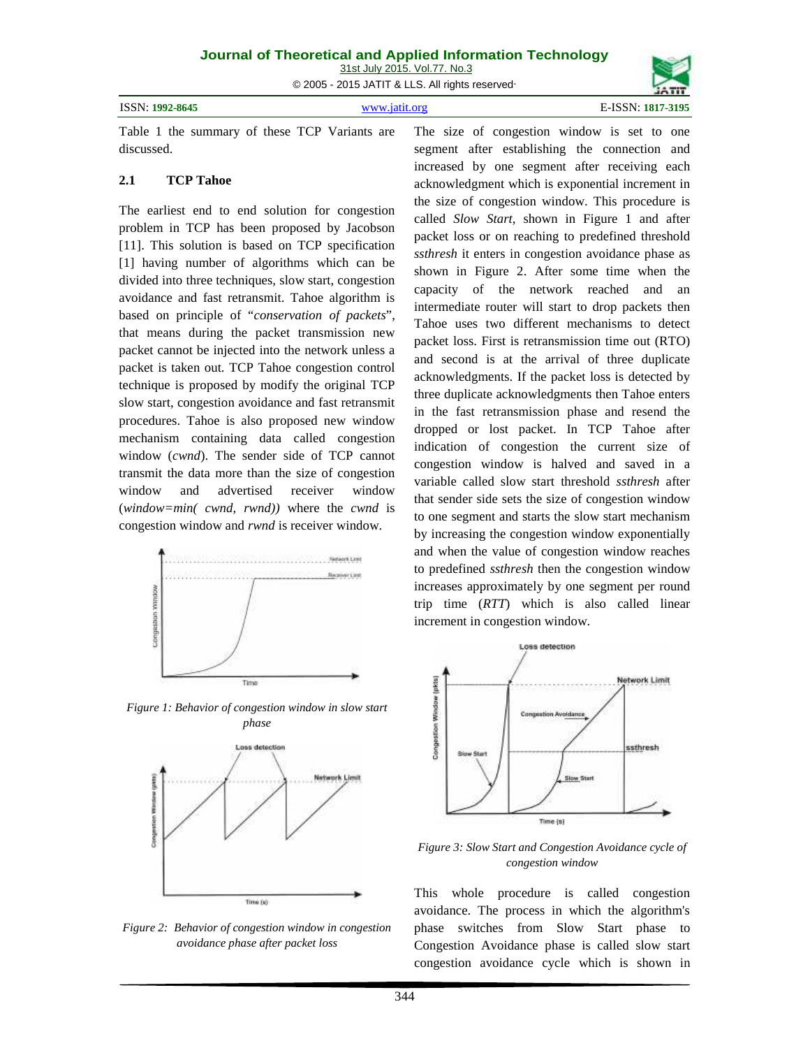Table 1 the summary of these TCP Variants are discussed.

### 2.1 TCP Tahoe

The earliest end to end solution for congestion problem in TCP has been proposed by Jacobson [11]. This solution is based on TCP specification [1] having number of algorithms which can be divided into three techniques, slow start, congestion avoidance and fast retransmit. Tahoe algorithm is based on principle of "*conservation of packets*", that means during the packet transmission new packet cannot be injected into the network unless a packet is taken out. TCP Tahoe congestion control technique is proposed by modify the original TCP slow start, congestion avoidance and fast retransmit procedures. Tahoe is also proposed new window mechanism containing data called congestion window (*cwnd*). The sender side of TCP cannot transmit the data more than the size of congestion window and advertised receiver window (*window=min( cwnd, rwnd))* where the *cwnd* is congestion window and *rwnd* is receiver window.

*Figure 1: Behavior of congestion window in slow start phase*

*Figure 2: Behavior of congestion window in congestion avoidance phase after packet loss*

The size of congestion window is set to one segment after establishing the connection and increased by one segment after receiving each acknowledgment which is exponential increment in the size of congestion window. This procedure is called *Slow Start*, shown in Figure 1 and after packet loss or on reaching to predefined threshold *ssthresh* it enters in congestion avoidance phase as shown in Figure 2. After some time when the capacity of the network reached and an intermediate router will start to drop packets then Tahoe uses two different mechanisms to detect packet loss. First is retransmission time out (RTO) and second is at the arrival of three duplicate acknowledgments. If the packet loss is detected by three duplicate acknowledgments then Tahoe enters in the fast retransmission phase and resend the dropped or lost packet. In TCP Tahoe after indication of congestion the current size of congestion window is halved and saved in a variable called slow start threshold *ssthresh* after that sender side sets the size of congestion window to one segment and starts the slow start mechanism by increasing the congestion window exponentially and when the value of congestion window reaches to predefined *ssthresh* then the congestion window increases approximately by one segment per round trip time (*RTT*) which is also called linear increment in congestion window.

*Figure 3: Slow Start and Congestion Avoidance cycle of congestion window*

This whole procedure is called congestion avoidance. The process in which the algorithm's phase switches from Slow Start phase to Congestion Avoidance phase is called slow start congestion avoidance cycle which is shown in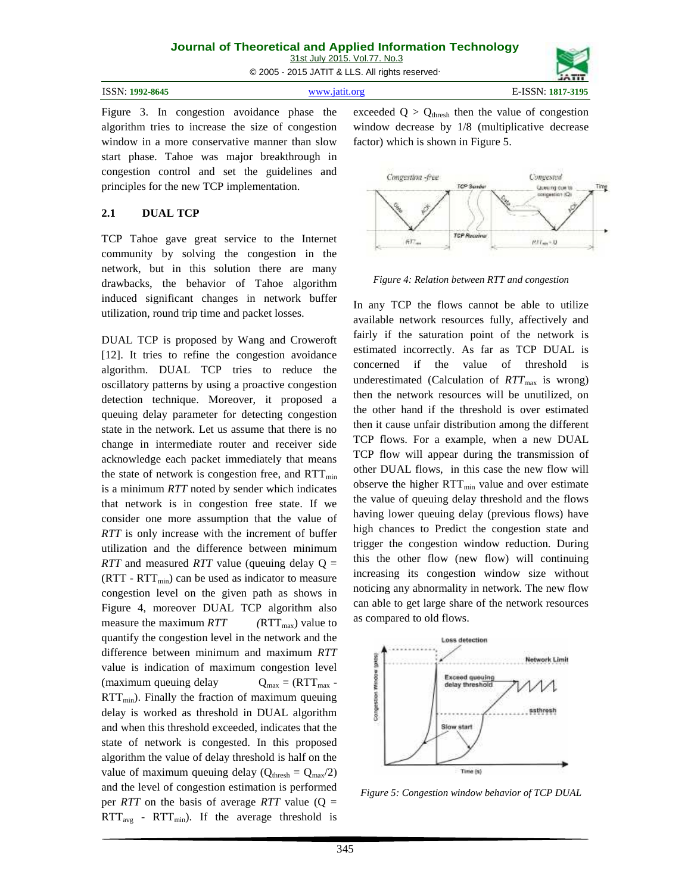Figure 3. In congestion avoidance phase the algorithm tries to increase the size of congestion window in a more conservative manner than slow start phase. Tahoe was major breakthrough in congestion control and set the guidelines and principles for the new TCP implementation.

### 2.1 DUAL TCP

TCP Tahoe gave great service to the Internet community by solving the congestion in the network, but in this solution there are many drawbacks, the behavior of Tahoe algorithm induced significant changes in network buffer utilization, round trip time and packet losses.

DUAL TCP is proposed by Wang and Croweroft [12]. It tries to refine the congestion avoidance algorithm. DUAL TCP tries to reduce the oscillatory patterns by using a proactive congestion detection technique. Moreover, it proposed a queuing delay parameter for detecting congestion state in the network. Let us assume that there is no change in intermediate router and receiver side acknowledge each packet immediately that means the state of network is congestion free, and $RTT_{min}$ is a minimum *RTT* noted by sender which indicates that network is in congestion free state. If we consider one more assumption that the value of *RTT* is only increase with the increment of buffer utilization and the difference between minimum *RTT* and measured *RTT* value (queuing delay $Q = (RTT - RTT_{min})$ can be used as indicator to measure congestion level on the given path as shows in Figure 4, moreover DUAL TCP algorithm also measure the maximum *RTT* $(RTT_{max})$ value to quantify the congestion level in the network and the difference between minimum and maximum *RTT* value is indication of maximum congestion level (maximum queuing delay $Q_{max} = (RTT_{max} - RTT_{min})$. Finally the fraction of maximum queuing delay is worked as threshold in DUAL algorithm and when this threshold exceeded, indicates that the state of network is congested. In this proposed algorithm the value of delay threshold is half on the value of maximum queuing delay $(Q_{thresh} = Q_{max}/2)$ and the level of congestion estimation is performed per *RTT* on the basis of average *RTT* value $(Q = RTT_{avg} - RTT_{min})$. If the average threshold is exceeded $Q > Q_{thresh}$ then the value of congestion window decrease by 1/8 (multiplicative decrease factor) which is shown in Figure 5.

*Figure 4: Relation between RTT and congestion*

In any TCP the flows cannot be able to utilize available network resources fully, affectively and fairly if the saturation point of the network is estimated incorrectly. As far as TCP DUAL is concerned if the value of threshold is underestimated (Calculation of $RTT_{max}$ is wrong) then the network resources will be unutilized, on the other hand if the threshold is over estimated then it cause unfair distribution among the different TCP flows. For a example, when a new DUAL TCP flow will appear during the transmission of other DUAL flows, in this case the new flow will observe the higher $RTT_{min}$ value and over estimate the value of queuing delay threshold and the flows having lower queuing delay (previous flows) have high chances to Predict the congestion state and trigger the congestion window reduction. During this the other flow (new flow) will continuing increasing its congestion window size without noticing any abnormality in network. The new flow can able to get large share of the network resources as compared to old flows.

*Figure 5: Congestion window behavior of TCP DUAL*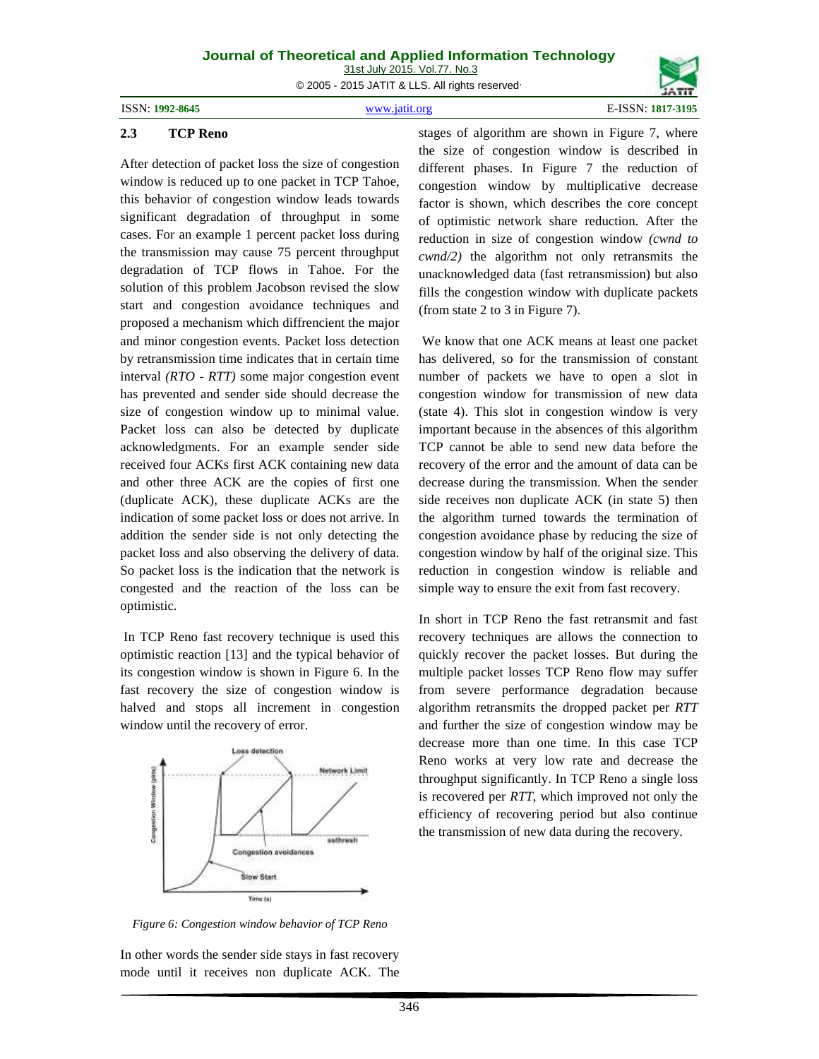### 2.3 TCP Reno

After detection of packet loss the size of congestion window is reduced up to one packet in TCP Tahoe, this behavior of congestion window leads towards significant degradation of throughput in some cases. For an example 1 percent packet loss during the transmission may cause 75 percent throughput degradation of TCP flows in Tahoe. For the solution of this problem Jacobson revised the slow start and congestion avoidance techniques and proposed a mechanism which diffrencient the major and minor congestion events. Packet loss detection by retransmission time indicates that in certain time interval *(RTO - RTT)* some major congestion event has prevented and sender side should decrease the size of congestion window up to minimal value. Packet loss can also be detected by duplicate acknowledgments. For an example sender side received four ACKs first ACK containing new data and other three ACK are the copies of first one (duplicate ACK), these duplicate ACKs are the indication of some packet loss or does not arrive. In addition the sender side is not only detecting the packet loss and also observing the delivery of data. So packet loss is the indication that the network is congested and the reaction of the loss can be optimistic.

In TCP Reno fast recovery technique is used this optimistic reaction [13] and the typical behavior of its congestion window is shown in Figure 6. In the fast recovery the size of congestion window is halved and stops all increment in congestion window until the recovery of error.

*Figure 6: Congestion window behavior of TCP Reno*

In other words the sender side stays in fast recovery mode until it receives non duplicate ACK. The stages of algorithm are shown in Figure 7, where the size of congestion window is described in different phases. In Figure 7 the reduction of congestion window by multiplicative decrease factor is shown, which describes the core concept of optimistic network share reduction. After the reduction in size of congestion window *(cwnd to cwnd/2)* the algorithm not only retransmits the unacknowledged data (fast retransmission) but also fills the congestion window with duplicate packets (from state 2 to 3 in Figure 7).

We know that one ACK means at least one packet has delivered, so for the transmission of constant number of packets we have to open a slot in congestion window for transmission of new data (state 4). This slot in congestion window is very important because in the absences of this algorithm TCP cannot be able to send new data before the recovery of the error and the amount of data can be decrease during the transmission. When the sender side receives non duplicate ACK (in state 5) then the algorithm turned towards the termination of congestion avoidance phase by reducing the size of congestion window by half of the original size. This reduction in congestion window is reliable and simple way to ensure the exit from fast recovery.

In short in TCP Reno the fast retransmit and fast recovery techniques are allows the connection to quickly recover the packet losses. But during the multiple packet losses TCP Reno flow may suffer from severe performance degradation because algorithm retransmits the dropped packet per *RTT* and further the size of congestion window may be decrease more than one time. In this case TCP Reno works at very low rate and decrease the throughput significantly. In TCP Reno a single loss is recovered per *RTT*, which improved not only the efficiency of recovering period but also continue the transmission of new data during the recovery.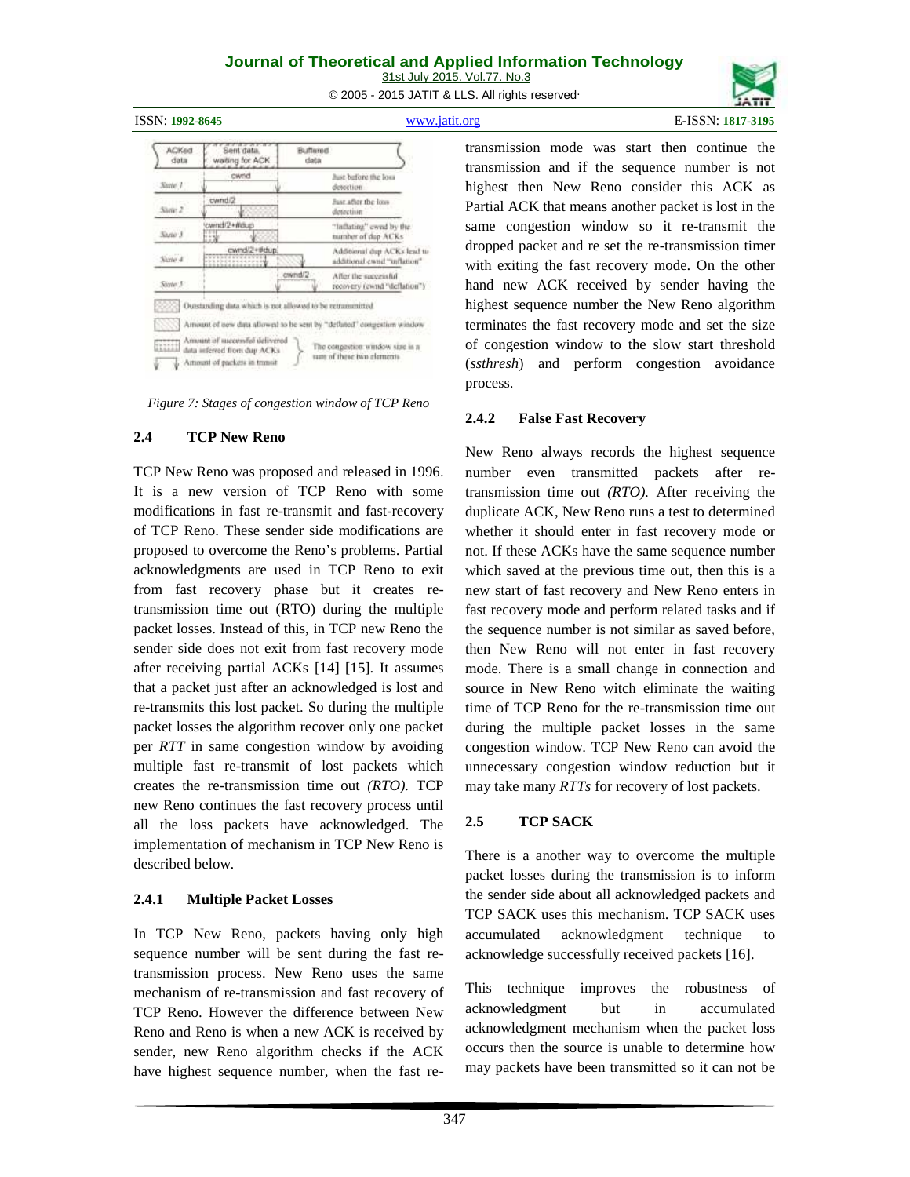*Figure 7: Stages of congestion window of TCP Reno*

### 2.4 TCP New Reno

TCP New Reno was proposed and released in 1996. It is a new version of TCP Reno with some modifications in fast re-transmit and fast-recovery of TCP Reno. These sender side modifications are proposed to overcome the Reno's problems. Partial acknowledgments are used in TCP Reno to exit from fast recovery phase but it creates re-transmission time out (RTO) during the multiple packet losses. Instead of this, in TCP new Reno the sender side does not exit from fast recovery mode after receiving partial ACKs [14] [15]. It assumes that a packet just after an acknowledged is lost and re-transmits this lost packet. So during the multiple packet losses the algorithm recover only one packet per *RTT* in same congestion window by avoiding multiple fast re-transmit of lost packets which creates the re-transmission time out *(RTO).* TCP new Reno continues the fast recovery process until all the loss packets have acknowledged. The implementation of mechanism in TCP New Reno is described below.

#### 2.4.1 Multiple Packet Losses

In TCP New Reno, packets having only high sequence number will be sent during the fast re-transmission process. New Reno uses the same mechanism of re-transmission and fast recovery of TCP Reno. However the difference between New Reno and Reno is when a new ACK is received by sender, new Reno algorithm checks if the ACK have highest sequence number, when the fast re-transmission mode was start then continue the transmission and if the sequence number is not highest then New Reno consider this ACK as Partial ACK that means another packet is lost in the same congestion window so it re-transmit the dropped packet and re set the re-transmission timer with exiting the fast recovery mode. On the other hand new ACK received by sender having the highest sequence number the New Reno algorithm terminates the fast recovery mode and set the size of congestion window to the slow start threshold (*ssthresh*) and perform congestion avoidance process.

#### 2.4.2 False Fast Recovery

New Reno always records the highest sequence number even transmitted packets after re-transmission time out *(RTO).* After receiving the duplicate ACK, New Reno runs a test to determined whether it should enter in fast recovery mode or not. If these ACKs have the same sequence number which saved at the previous time out, then this is a new start of fast recovery and New Reno enters in fast recovery mode and perform related tasks and if the sequence number is not similar as saved before, then New Reno will not enter in fast recovery mode. There is a small change in connection and source in New Reno witch eliminate the waiting time of TCP Reno for the re-transmission time out during the multiple packet losses in the same congestion window. TCP New Reno can avoid the unnecessary congestion window reduction but it may take many *RTTs* for recovery of lost packets.

### 2.5 TCP SACK

There is a another way to overcome the multiple packet losses during the transmission is to inform the sender side about all acknowledged packets and TCP SACK uses this mechanism. TCP SACK uses accumulated acknowledgment technique to acknowledge successfully received packets [16].

This technique improves the robustness of acknowledgment but in accumulated acknowledgment mechanism when the packet loss occurs then the source is unable to determine how may packets have been transmitted so it can not be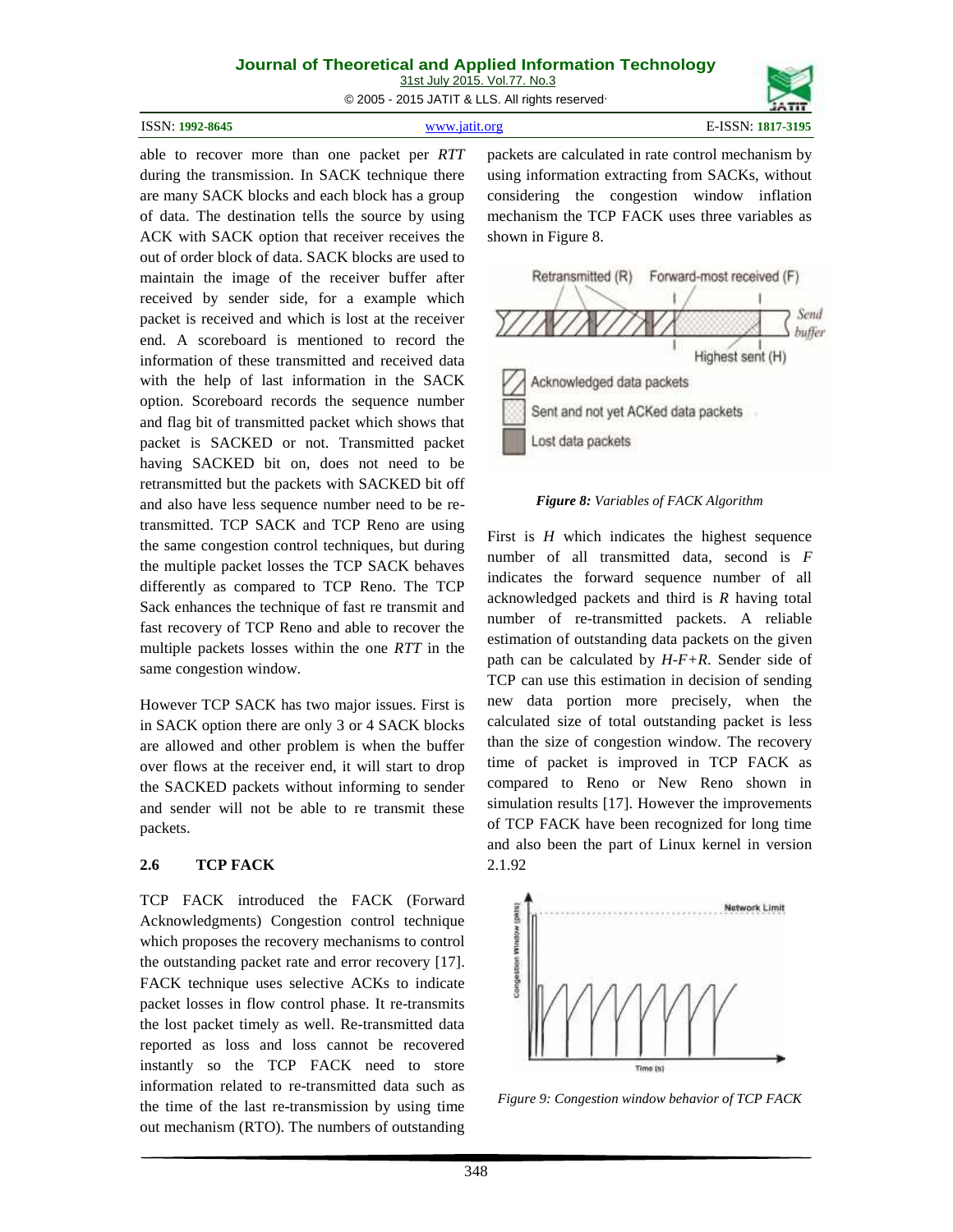able to recover more than one packet per *RTT* during the transmission. In SACK technique there are many SACK blocks and each block has a group of data. The destination tells the source by using ACK with SACK option that receiver receives the out of order block of data. SACK blocks are used to maintain the image of the receiver buffer after received by sender side, for a example which packet is received and which is lost at the receiver end. A scoreboard is mentioned to record the information of these transmitted and received data with the help of last information in the SACK option. Scoreboard records the sequence number and flag bit of transmitted packet which shows that packet is SACKED or not. Transmitted packet having SACKED bit on, does not need to be retransmitted but the packets with SACKED bit off and also have less sequence number need to be re-transmitted. TCP SACK and TCP Reno are using the same congestion control techniques, but during the multiple packet losses the TCP SACK behaves differently as compared to TCP Reno. The TCP Sack enhances the technique of fast re transmit and fast recovery of TCP Reno and able to recover the multiple packets losses within the one *RTT* in the same congestion window.

However TCP SACK has two major issues. First is in SACK option there are only 3 or 4 SACK blocks are allowed and other problem is when the buffer over flows at the receiver end, it will start to drop the SACKED packets without informing to sender and sender will not be able to re transmit these packets.

### 2.6 TCP FACK

TCP FACK introduced the FACK (Forward Acknowledgments) Congestion control technique which proposes the recovery mechanisms to control the outstanding packet rate and error recovery [17]. FACK technique uses selective ACKs to indicate packet losses in flow control phase. It re-transmits the lost packet timely as well. Re-transmitted data reported as loss and loss cannot be recovered instantly so the TCP FACK need to store information related to re-transmitted data such as the time of the last re-transmission by using time out mechanism (RTO). The numbers of outstanding packets are calculated in rate control mechanism by using information extracting from SACKs, without considering the congestion window inflation mechanism the TCP FACK uses three variables as shown in Figure 8.

***Figure 8:*** *Variables of FACK Algorithm*

First is *H* which indicates the highest sequence number of all transmitted data, second is *F* indicates the forward sequence number of all acknowledged packets and third is *R* having total number of re-transmitted packets. A reliable estimation of outstanding data packets on the given path can be calculated by $H$-$F$+$R$. Sender side of TCP can use this estimation in decision of sending new data portion more precisely, when the calculated size of total outstanding packet is less than the size of congestion window. The recovery time of packet is improved in TCP FACK as compared to Reno or New Reno shown in simulation results [17]. However the improvements of TCP FACK have been recognized for long time and also been the part of Linux kernel in version 2.1.92

*Figure 9: Congestion window behavior of TCP FACK*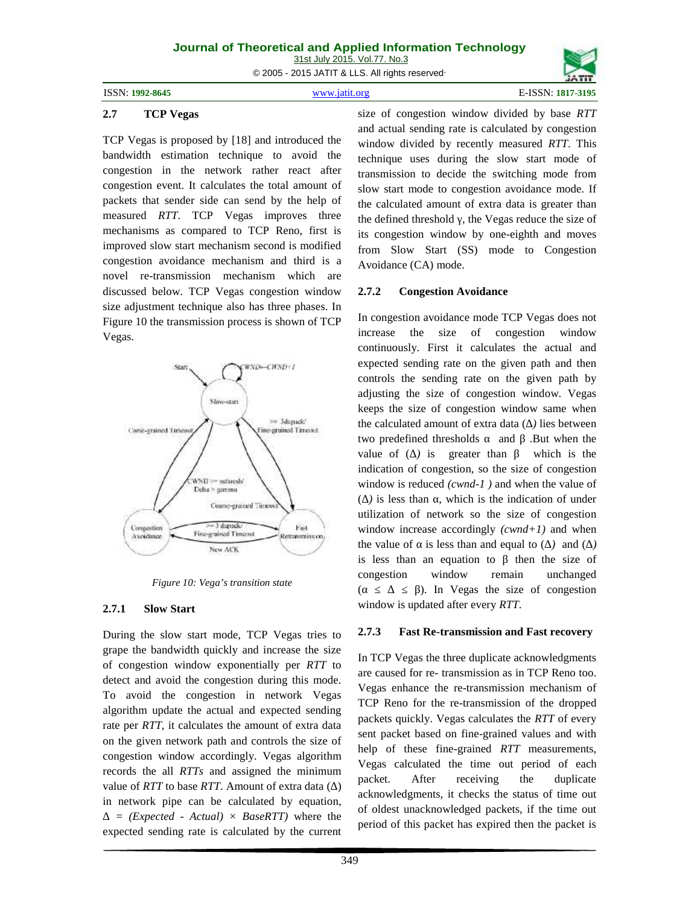### 2.7 TCP Vegas

TCP Vegas is proposed by [18] and introduced the bandwidth estimation technique to avoid the congestion in the network rather react after congestion event. It calculates the total amount of packets that sender side can send by the help of measured *RTT*. TCP Vegas improves three mechanisms as compared to TCP Reno, first is improved slow start mechanism second is modified congestion avoidance mechanism and third is a novel re-transmission mechanism which are discussed below. TCP Vegas congestion window size adjustment technique also has three phases. In Figure 10 the transmission process is shown of TCP Vegas.

*Figure 10: Vega's transition state*

#### 2.7.1 Slow Start

During the slow start mode, TCP Vegas tries to grape the bandwidth quickly and increase the size of congestion window exponentially per *RTT* to detect and avoid the congestion during this mode. To avoid the congestion in network Vegas algorithm update the actual and expected sending rate per *RTT*, it calculates the amount of extra data on the given network path and controls the size of congestion window accordingly. Vegas algorithm records the all *RTTs* and assigned the minimum value of *RTT* to base *RTT*. Amount of extra data ($\Delta$) in network pipe can be calculated by equation, $\Delta = (Expected - Actual) \times BaseRTT)$ where the expected sending rate is calculated by the current size of congestion window divided by base *RTT* and actual sending rate is calculated by congestion window divided by recently measured *RTT*. This technique uses during the slow start mode of transmission to decide the switching mode from slow start mode to congestion avoidance mode. If the calculated amount of extra data is greater than the defined threshold $\gamma$, the Vegas reduce the size of its congestion window by one-eighth and moves from Slow Start (SS) mode to Congestion Avoidance (CA) mode.

#### 2.7.2 Congestion Avoidance

In congestion avoidance mode TCP Vegas does not increase the size of congestion window continuously. First it calculates the actual and expected sending rate on the given path and then controls the sending rate on the given path by adjusting the size of congestion window. Vegas keeps the size of congestion window same when the calculated amount of extra data ($\Delta$) lies between two predefined thresholds $\alpha$ and $\beta$ .But when the value of ($\Delta$) is greater than $\beta$ which is the indication of congestion, so the size of congestion window is reduced *(cwnd-1 )* and when the value of ($\Delta$) is less than $\alpha$, which is the indication of under utilization of network so the size of congestion window increase accordingly *(cwnd+1)* and when the value of $\alpha$ is less than and equal to ($\Delta$) and ($\Delta$) is less than an equation to $\beta$ then the size of congestion window remain unchanged ($\alpha \leq \Delta \leq \beta$). In Vegas the size of congestion window is updated after every *RTT*.

#### 2.7.3 Fast Re-transmission and Fast recovery

In TCP Vegas the three duplicate acknowledgments are caused for re- transmission as in TCP Reno too. Vegas enhance the re-transmission mechanism of TCP Reno for the re-transmission of the dropped packets quickly. Vegas calculates the *RTT* of every sent packet based on fine-grained values and with help of these fine-grained *RTT* measurements, Vegas calculated the time out period of each packet. After receiving the duplicate acknowledgments, it checks the status of time out of oldest unacknowledged packets, if the time out period of this packet has expired then the packet is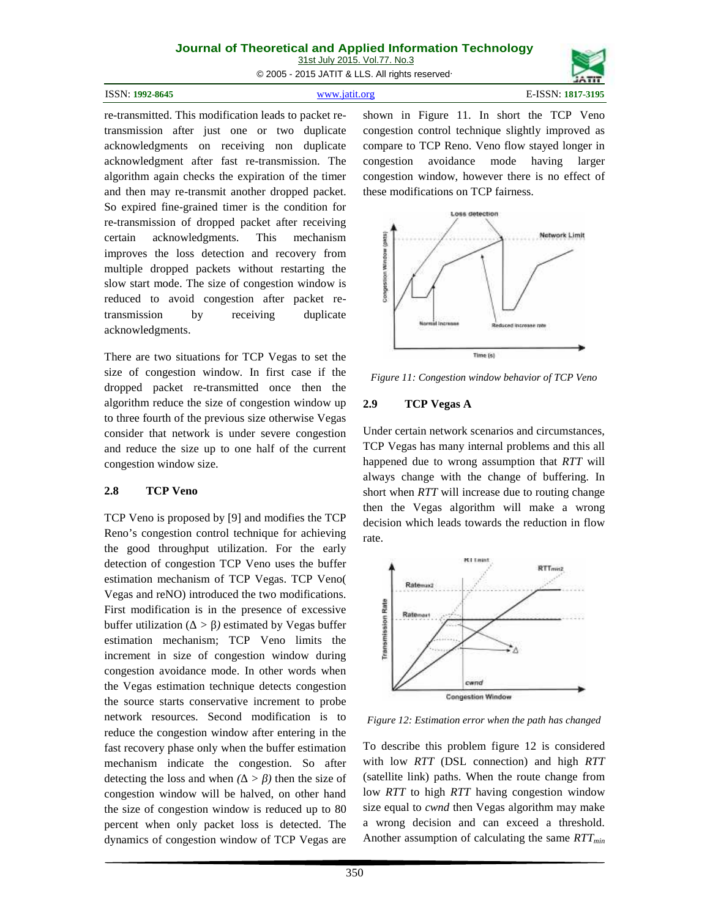re-transmitted. This modification leads to packet re-transmission after just one or two duplicate acknowledgments on receiving non duplicate acknowledgment after fast re-transmission. The algorithm again checks the expiration of the timer and then may re-transmit another dropped packet. So expired fine-grained timer is the condition for re-transmission of dropped packet after receiving certain acknowledgments. This mechanism improves the loss detection and recovery from multiple dropped packets without restarting the slow start mode. The size of congestion window is reduced to avoid congestion after packet re-transmission by receiving duplicate acknowledgments.

There are two situations for TCP Vegas to set the size of congestion window. In first case if the dropped packet re-transmitted once then the algorithm reduce the size of congestion window up to three fourth of the previous size otherwise Vegas consider that network is under severe congestion and reduce the size up to one half of the current congestion window size.

### 2.8 TCP Veno

TCP Veno is proposed by [9] and modifies the TCP Reno's congestion control technique for achieving the good throughput utilization. For the early detection of congestion TCP Veno uses the buffer estimation mechanism of TCP Vegas. TCP Veno( Vegas and reNO) introduced the two modifications. First modification is in the presence of excessive buffer utilization ($\Delta > \beta$) estimated by Vegas buffer estimation mechanism; TCP Veno limits the increment in size of congestion window during congestion avoidance mode. In other words when the Vegas estimation technique detects congestion the source starts conservative increment to probe network resources. Second modification is to reduce the congestion window after entering in the fast recovery phase only when the buffer estimation mechanism indicate the congestion. So after detecting the loss and when ($\Delta > \beta$) then the size of congestion window will be halved, on other hand the size of congestion window is reduced up to 80 percent when only packet loss is detected. The dynamics of congestion window of TCP Vegas are shown in Figure 11. In short the TCP Veno congestion control technique slightly improved as compare to TCP Reno. Veno flow stayed longer in congestion avoidance mode having larger congestion window, however there is no effect of these modifications on TCP fairness.

*Figure 11: Congestion window behavior of TCP Veno*

### 2.9 TCP Vegas A

Under certain network scenarios and circumstances, TCP Vegas has many internal problems and this all happened due to wrong assumption that *RTT* will always change with the change of buffering. In short when *RTT* will increase due to routing change then the Vegas algorithm will make a wrong decision which leads towards the reduction in flow rate.

*Figure 12: Estimation error when the path has changed*

To describe this problem figure 12 is considered with low *RTT* (DSL connection) and high *RTT* (satellite link) paths. When the route change from low *RTT* to high *RTT* having congestion window size equal to *cwnd* then Vegas algorithm may make a wrong decision and can exceed a threshold. Another assumption of calculating the same $RTT_{min}$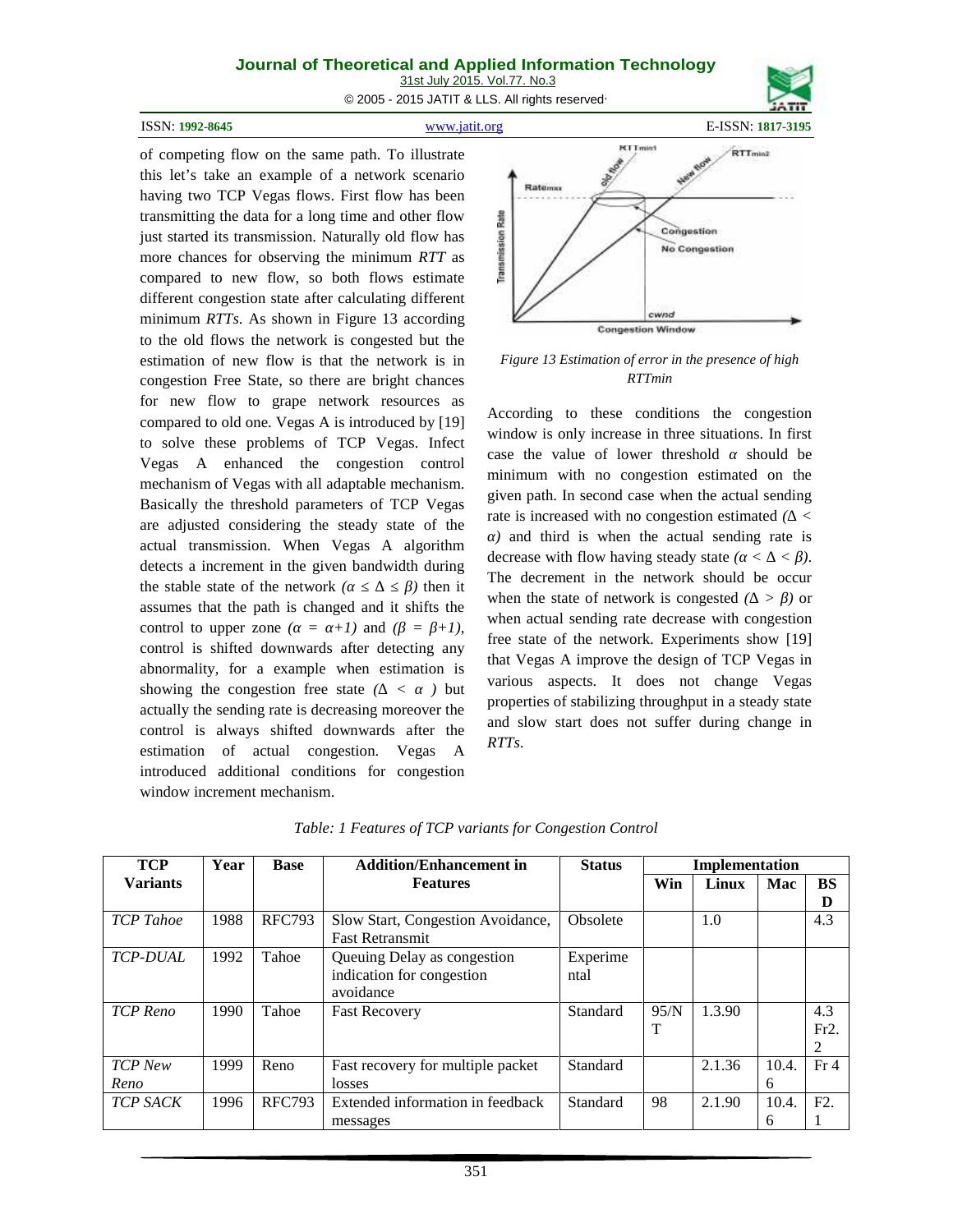of competing flow on the same path. To illustrate this let's take an example of a network scenario having two TCP Vegas flows. First flow has been transmitting the data for a long time and other flow just started its transmission. Naturally old flow has more chances for observing the minimum *RTT* as compared to new flow, so both flows estimate different congestion state after calculating different minimum *RTTs*. As shown in Figure 13 according to the old flows the network is congested but the estimation of new flow is that the network is in congestion Free State, so there are bright chances for new flow to grape network resources as compared to old one. Vegas A is introduced by [19] to solve these problems of TCP Vegas. Infect Vegas A enhanced the congestion control mechanism of Vegas with all adaptable mechanism. Basically the threshold parameters of TCP Vegas are adjusted considering the steady state of the actual transmission. When Vegas A algorithm detects a increment in the given bandwidth during the stable state of the network $(\alpha \le \Delta \le \beta)$ then it assumes that the path is changed and it shifts the control to upper zone $(\alpha = \alpha+1)$ and $(\beta = \beta+1)$, control is shifted downwards after detecting any abnormality, for a example when estimation is showing the congestion free state $(\Delta < \alpha)$ but actually the sending rate is decreasing moreover the control is always shifted downwards after the estimation of actual congestion. Vegas A introduced additional conditions for congestion window increment mechanism.

*Figure 13 Estimation of error in the presence of high RTTmin*

According to these conditions the congestion window is only increase in three situations. In first case the value of lower threshold $\alpha$ should be minimum with no congestion estimated on the given path. In second case when the actual sending rate is increased with no congestion estimated $(\Delta < \alpha)$ and third is when the actual sending rate is decrease with flow having steady state $(\alpha < \Delta < \beta)$. The decrement in the network should be occur when the state of network is congested $(\Delta > \beta)$ or when actual sending rate decrease with congestion free state of the network. Experiments show [19] that Vegas A improve the design of TCP Vegas in various aspects. It does not change Vegas properties of stabilizing throughput in a steady state and slow start does not suffer during change in *RTTs*.

*Table: 1 Features of TCP variants for Congestion Control*

| TCP Variants | Year | Base | Addition/Enhancement in Features | Status | Implementation | | | |
|---|---|---|---|---|---|---|---|---|
| | | | | | Win | Linux | Mac | BSD |
| *TCP Tahoe* | 1988 | RFC793 | Slow Start, Congestion Avoidance, Fast Retransmit | Obsolete | | 1.0 | | 4.3 |
| *TCP-DUAL* | 1992 | Tahoe | Queuing Delay as congestion indication for congestion avoidance | Experimental | | | | |
| *TCP Reno* | 1990 | Tahoe | Fast Recovery | Standard | 95/NT | 1.3.90 | | 4.3 Fr2.2 |
| *TCP New Reno* | 1999 | Reno | Fast recovery for multiple packet losses | Standard | | 2.1.36 | 10.4.6 | Fr 4 |
| *TCP SACK* | 1996 | RFC793 | Extended information in feedback messages | Standard | 98 | 2.1.90 | 10.4.6 | F2.1 |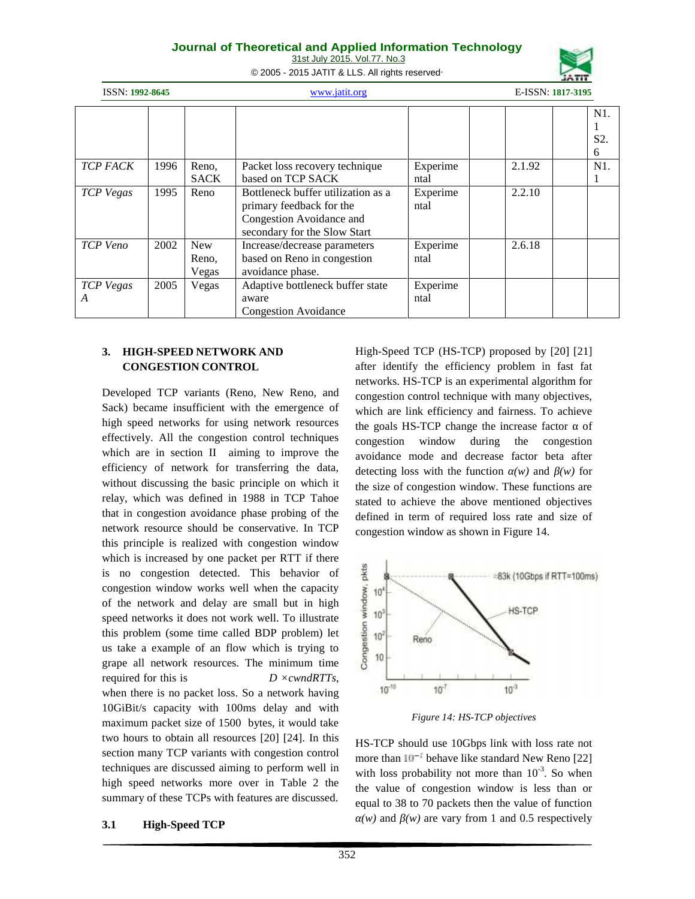|  |  |  |  |  |  |  |  | N1. 1 S2. 6 |
|---|---|---|---|---|---|---|---|---|
| *TCP FACK* | 1996 | Reno, SACK | Packet loss recovery technique based on TCP SACK | Experimental |  | 2.1.92 |  | N1. 1 |
| *TCP Vegas* | 1995 | Reno | Bottleneck buffer utilization as a primary feedback for the Congestion Avoidance and secondary for the Slow Start | Experimental |  | 2.2.10 |  |  |
| *TCP Veno* | 2002 | New Reno, Vegas | Increase/decrease parameters based on Reno in congestion avoidance phase. | Experimental |  | 2.6.18 |  |  |
| *TCP Vegas A* | 2005 | Vegas | Adaptive bottleneck buffer state aware Congestion Avoidance | Experimental |  |  |  |  |

## 3. HIGH-SPEED NETWORK AND CONGESTION CONTROL

Developed TCP variants (Reno, New Reno, and Sack) became insufficient with the emergence of high speed networks for using network resources effectively. All the congestion control techniques which are in section II aiming to improve the efficiency of network for transferring the data, without discussing the basic principle on which it relay, which was defined in 1988 in TCP Tahoe that in congestion avoidance phase probing of the network resource should be conservative. In TCP this principle is realized with congestion window which is increased by one packet per RTT if there is no congestion detected. This behavior of congestion window works well when the capacity of the network and delay are small but in high speed networks it does not work well. To illustrate this problem (some time called BDP problem) let us take a example of an flow which is trying to grape all network resources. The minimum time required for this is $D \times cwndRTTs$, when there is no packet loss. So a network having 10GiBit/s capacity with 100ms delay and with maximum packet size of 1500 bytes, it would take two hours to obtain all resources [20] [24]. In this section many TCP variants with congestion control techniques are discussed aiming to perform well in high speed networks more over in Table 2 the summary of these TCPs with features are discussed.

### 3.1 High-Speed TCP

High-Speed TCP (HS-TCP) proposed by [20] [21] after identify the efficiency problem in fast fat networks. HS-TCP is an experimental algorithm for congestion control technique with many objectives, which are link efficiency and fairness. To achieve the goals HS-TCP change the increase factor α of congestion window during the congestion avoidance mode and decrease factor beta after detecting loss with the function $\alpha(w)$ and $\beta(w)$ for the size of congestion window. These functions are stated to achieve the above mentioned objectives defined in term of required loss rate and size of congestion window as shown in Figure 14.

*Figure 14: HS-TCP objectives*

HS-TCP should use 10Gbps link with loss rate not more than $10^{-7}$ behave like standard New Reno [22] with loss probability not more than $10^{-3}$. So when the value of congestion window is less than or equal to 38 to 70 packets then the value of function $\alpha(w)$ and $\beta(w)$ are vary from 1 and 0.5 respectively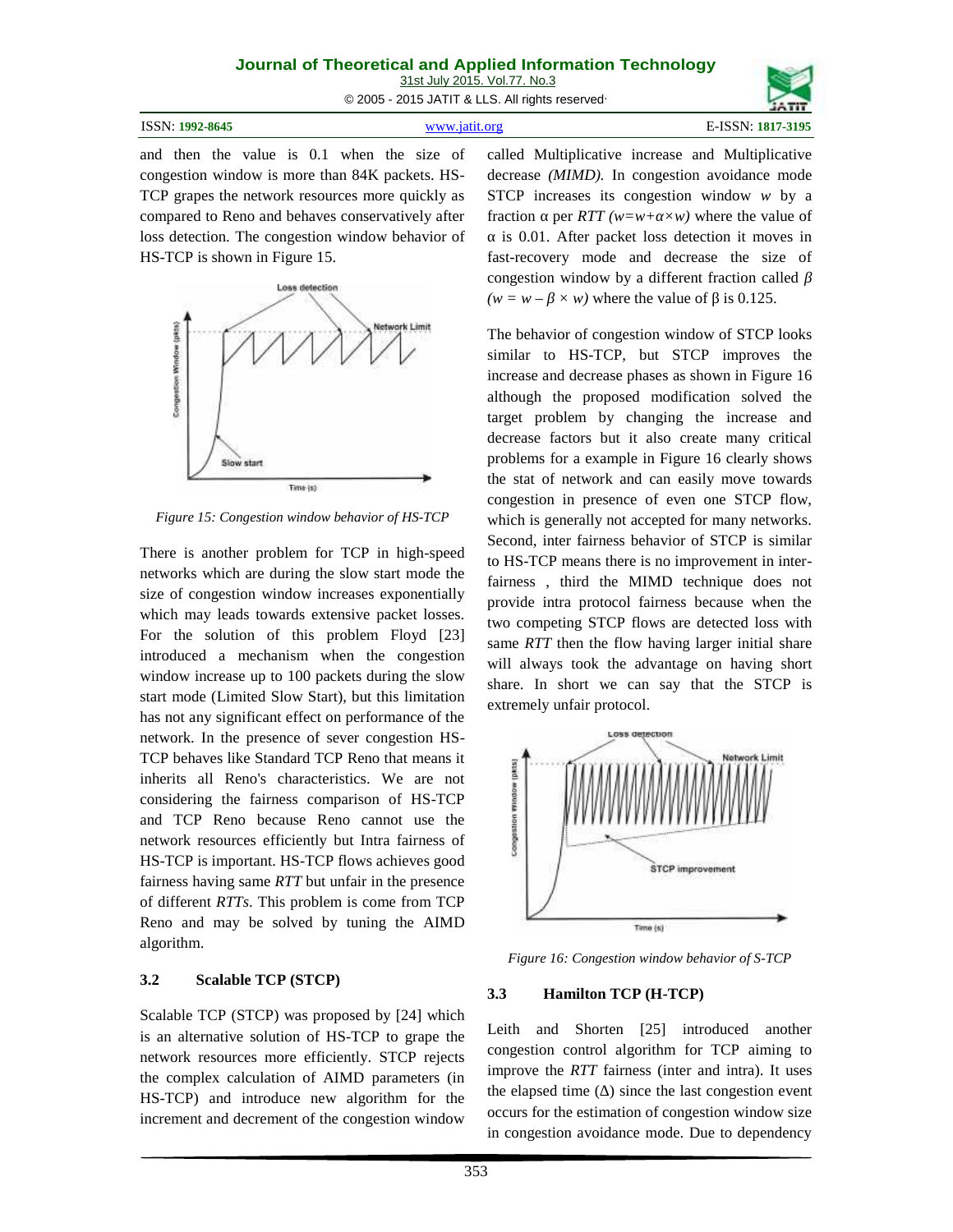and then the value is 0.1 when the size of congestion window is more than 84K packets. HS-TCP grapes the network resources more quickly as compared to Reno and behaves conservatively after loss detection. The congestion window behavior of HS-TCP is shown in Figure 15.

*Figure 15: Congestion window behavior of HS-TCP*

There is another problem for TCP in high-speed networks which are during the slow start mode the size of congestion window increases exponentially which may leads towards extensive packet losses. For the solution of this problem Floyd [23] introduced a mechanism when the congestion window increase up to 100 packets during the slow start mode (Limited Slow Start), but this limitation has not any significant effect on performance of the network. In the presence of sever congestion HS-TCP behaves like Standard TCP Reno that means it inherits all Reno's characteristics. We are not considering the fairness comparison of HS-TCP and TCP Reno because Reno cannot use the network resources efficiently but Intra fairness of HS-TCP is important. HS-TCP flows achieves good fairness having same *RTT* but unfair in the presence of different *RTTs*. This problem is come from TCP Reno and may be solved by tuning the AIMD algorithm.

### 3.2 Scalable TCP (STCP)

Scalable TCP (STCP) was proposed by [24] which is an alternative solution of HS-TCP to grape the network resources more efficiently. STCP rejects the complex calculation of AIMD parameters (in HS-TCP) and introduce new algorithm for the increment and decrement of the congestion window called Multiplicative increase and Multiplicative decrease *(MIMD).* In congestion avoidance mode STCP increases its congestion window $w$ by a fraction $\alpha$ per *RTT* ($w=w+\alpha\times w$) where the value of $\alpha$ is 0.01. After packet loss detection it moves in fast-recovery mode and decrease the size of congestion window by a different fraction called $\beta$ ($w = w - \beta \times w$) where the value of $\beta$ is 0.125.

The behavior of congestion window of STCP looks similar to HS-TCP, but STCP improves the increase and decrease phases as shown in Figure 16 although the proposed modification solved the target problem by changing the increase and decrease factors but it also create many critical problems for a example in Figure 16 clearly shows the stat of network and can easily move towards congestion in presence of even one STCP flow, which is generally not accepted for many networks. Second, inter fairness behavior of STCP is similar to HS-TCP means there is no improvement in inter-fairness , third the MIMD technique does not provide intra protocol fairness because when the two competing STCP flows are detected loss with same *RTT* then the flow having larger initial share will always took the advantage on having short share. In short we can say that the STCP is extremely unfair protocol.

*Figure 16: Congestion window behavior of S-TCP*

### 3.3 Hamilton TCP (H-TCP)

Leith and Shorten [25] introduced another congestion control algorithm for TCP aiming to improve the *RTT* fairness (inter and intra). It uses the elapsed time ($\Delta$) since the last congestion event occurs for the estimation of congestion window size in congestion avoidance mode. Due to dependency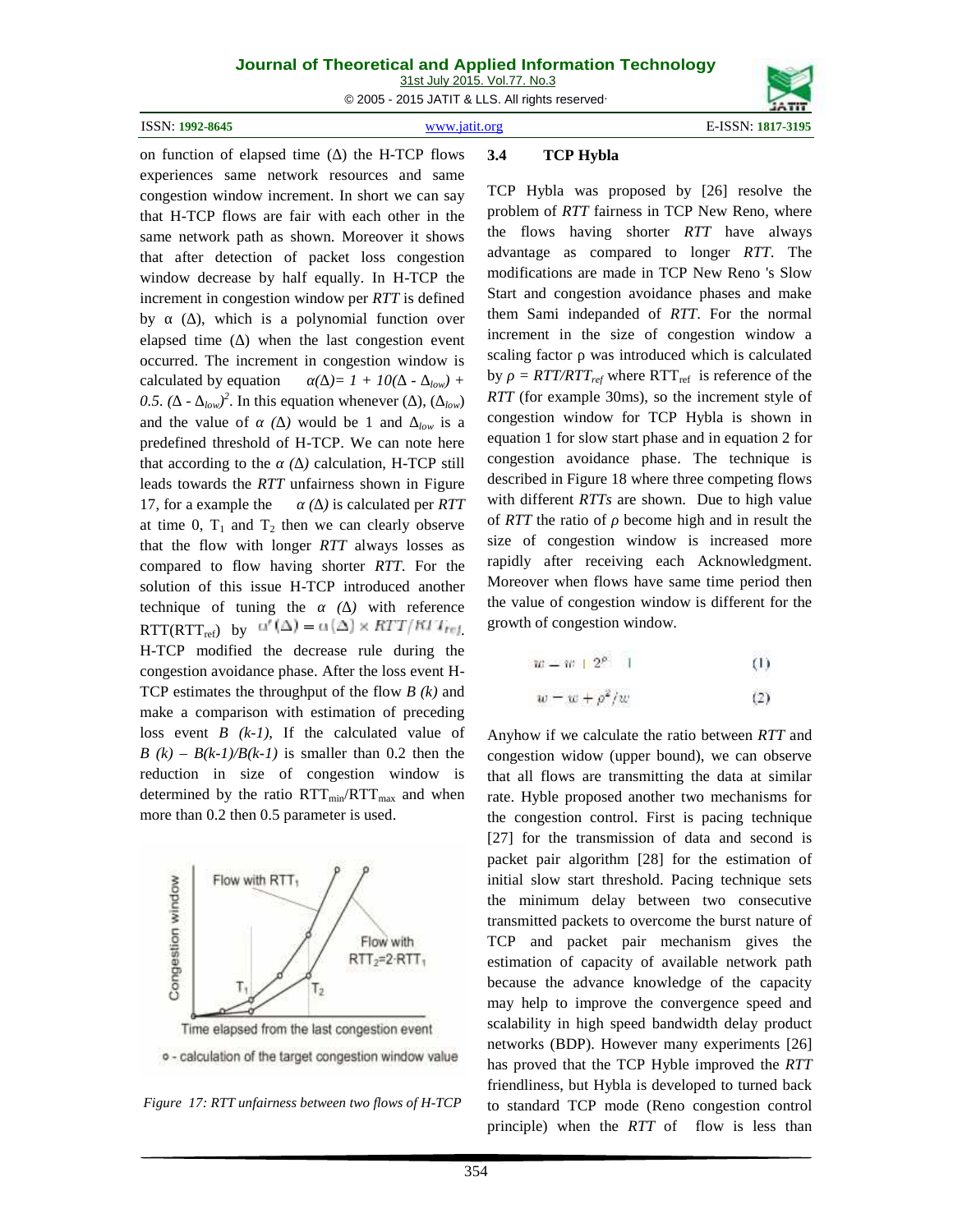on function of elapsed time (Δ) the H-TCP flows experiences same network resources and same congestion window increment. In short we can say that H-TCP flows are fair with each other in the same network path as shown. Moreover it shows that after detection of packet loss congestion window decrease by half equally. In H-TCP the increment in congestion window per *RTT* is defined by α (Δ), which is a polynomial function over elapsed time (Δ) when the last congestion event occurred. The increment in congestion window is calculated by equation $\alpha(\Delta) = 1 + 10(\Delta - \Delta_{low}) + 0.5.(\Delta - \Delta_{low})^2$. In this equation whenever (Δ), ($\Delta_{low}$) and the value of *α (Δ)* would be 1 and $\Delta_{low}$ is a predefined threshold of H-TCP. We can note here that according to the *α (Δ)* calculation, H-TCP still leads towards the *RTT* unfairness shown in Figure 17, for a example the *α (Δ)* is calculated per *RTT* at time 0, $T_1$ and $T_2$ then we can clearly observe that the flow with longer *RTT* always losses as compared to flow having shorter *RTT*. For the solution of this issue H-TCP introduced another technique of tuning the *α (Δ)* with reference RTT($RTT_{ref}$) by $\alpha^r(\Delta) = \alpha(\Delta) \times RTT/RTT_{ref}$. H-TCP modified the decrease rule during the congestion avoidance phase. After the loss event H-TCP estimates the throughput of the flow *B (k)* and make a comparison with estimation of preceding loss event *B (k-1)*, If the calculated value of *B (k) – B(k-1)/B(k-1)* is smaller than 0.2 then the reduction in size of congestion window is determined by the ratio $RTT_{min}/RTT_{max}$ and when more than 0.2 then 0.5 parameter is used.

*Figure 17: RTT unfairness between two flows of H-TCP*

### 3.4 TCP Hybla

TCP Hybla was proposed by [26] resolve the problem of *RTT* fairness in TCP New Reno, where the flows having shorter *RTT* have always advantage as compared to longer *RTT*. The modifications are made in TCP New Reno 's Slow Start and congestion avoidance phases and make them Sami independed of *RTT*. For the normal increment in the size of congestion window a scaling factor ρ was introduced which is calculated by $\rho = RTT/RTT_{ref}$ where $RTT_{ref}$ is reference of the *RTT* (for example 30ms), so the increment style of congestion window for TCP Hybla is shown in equation 1 for slow start phase and in equation 2 for congestion avoidance phase. The technique is described in Figure 18 where three competing flows with different *RTTs* are shown. Due to high value of *RTT* the ratio of *ρ* become high and in result the size of congestion window is increased more rapidly after receiving each Acknowledgment. Moreover when flows have same time period then the value of congestion window is different for the growth of congestion window.

$$w = w + 2^{\rho} - 1 \qquad (1)$$

$$w = w + \rho^2 / w \qquad (2)$$

Anyhow if we calculate the ratio between *RTT* and congestion widow (upper bound), we can observe that all flows are transmitting the data at similar rate. Hyble proposed another two mechanisms for the congestion control. First is pacing technique [27] for the transmission of data and second is packet pair algorithm [28] for the estimation of initial slow start threshold. Pacing technique sets the minimum delay between two consecutive transmitted packets to overcome the burst nature of TCP and packet pair mechanism gives the estimation of capacity of available network path because the advance knowledge of the capacity may help to improve the convergence speed and scalability in high speed bandwidth delay product networks (BDP). However many experiments [26] has proved that the TCP Hyble improved the *RTT* friendliness, but Hybla is developed to turned back to standard TCP mode (Reno congestion control principle) when the *RTT* of flow is less than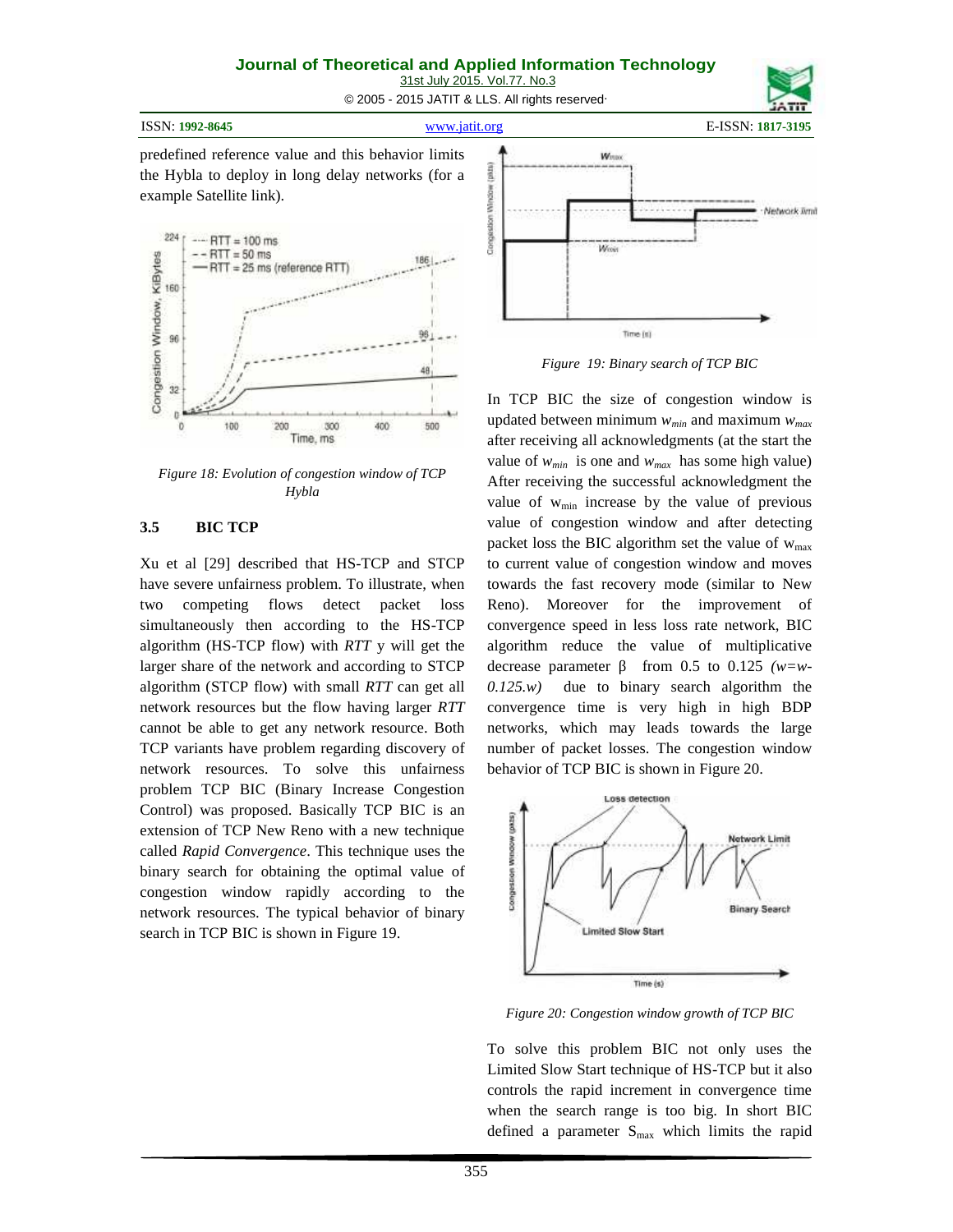predefined reference value and this behavior limits the Hybla to deploy in long delay networks (for a example Satellite link).

Figure 18: Evolution of congestion window of TCP Hybla

### 3.5 BIC TCP

Xu et al [29] described that HS-TCP and STCP have severe unfairness problem. To illustrate, when two competing flows detect packet loss simultaneously then according to the HS-TCP algorithm (HS-TCP flow) with *RTT* y will get the larger share of the network and according to STCP algorithm (STCP flow) with small *RTT* can get all network resources but the flow having larger *RTT* cannot be able to get any network resource. Both TCP variants have problem regarding discovery of network resources. To solve this unfairness problem TCP BIC (Binary Increase Congestion Control) was proposed. Basically TCP BIC is an extension of TCP New Reno with a new technique called *Rapid Convergence*. This technique uses the binary search for obtaining the optimal value of congestion window rapidly according to the network resources. The typical behavior of binary search in TCP BIC is shown in Figure 19.

Figure 19: Binary search of TCP BIC

In TCP BIC the size of congestion window is updated between minimum $w_{min}$ and maximum $w_{max}$ after receiving all acknowledgments (at the start the value of $w_{min}$ is one and $w_{max}$ has some high value) After receiving the successful acknowledgment the value of $w_{min}$ increase by the value of previous value of congestion window and after detecting packet loss the BIC algorithm set the value of $w_{max}$ to current value of congestion window and moves towards the fast recovery mode (similar to New Reno). Moreover for the improvement of convergence speed in less loss rate network, BIC algorithm reduce the value of multiplicative decrease parameter β from 0.5 to 0.125 $(w=w-0.125.w)$ due to binary search algorithm the convergence time is very high in high BDP networks, which may leads towards the large number of packet losses. The congestion window behavior of TCP BIC is shown in Figure 20.

Figure 20: Congestion window growth of TCP BIC

To solve this problem BIC not only uses the Limited Slow Start technique of HS-TCP but it also controls the rapid increment in convergence time when the search range is too big. In short BIC defined a parameter $S_{max}$ which limits the rapid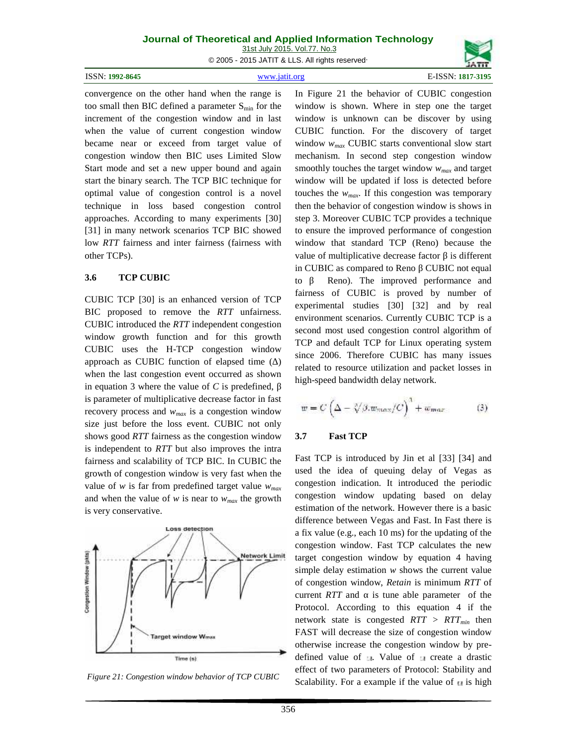convergence on the other hand when the range is too small then BIC defined a parameter $S_{min}$ for the increment of the congestion window and in last when the value of current congestion window became near or exceed from target value of congestion window then BIC uses Limited Slow Start mode and set a new upper bound and again start the binary search. The TCP BIC technique for optimal value of congestion control is a novel technique in loss based congestion control approaches. According to many experiments [30] [31] in many network scenarios TCP BIC showed low *RTT* fairness and inter fairness (fairness with other TCPs).

### 3.6 TCP CUBIC

CUBIC TCP [30] is an enhanced version of TCP BIC proposed to remove the *RTT* unfairness. CUBIC introduced the *RTT* independent congestion window growth function and for this growth CUBIC uses the H-TCP congestion window approach as CUBIC function of elapsed time (Δ) when the last congestion event occurred as shown in equation 3 where the value of *C* is predefined, β is parameter of multiplicative decrease factor in fast recovery process and $w_{max}$ is a congestion window size just before the loss event. CUBIC not only shows good *RTT* fairness as the congestion window is independent to *RTT* but also improves the intra fairness and scalability of TCP BIC. In CUBIC the growth of congestion window is very fast when the value of *w* is far from predefined target value $w_{max}$ and when the value of *w* is near to $w_{max}$ the growth is very conservative.

*Figure 21: Congestion window behavior of TCP CUBIC*

In Figure 21 the behavior of CUBIC congestion window is shown. Where in step one the target window is unknown can be discover by using CUBIC function. For the discovery of target window $w_{max}$ CUBIC starts conventional slow start mechanism. In second step congestion window smoothly touches the target window $w_{max}$ and target window will be updated if loss is detected before touches the $w_{max}$. If this congestion was temporary then the behavior of congestion window is shows in step 3. Moreover CUBIC TCP provides a technique to ensure the improved performance of congestion window that standard TCP (Reno) because the value of multiplicative decrease factor β is different in CUBIC as compared to Reno β CUBIC not equal to β Reno). The improved performance and fairness of CUBIC is proved by number of experimental studies [30] [32] and by real environment scenarios. Currently CUBIC TCP is a second most used congestion control algorithm of TCP and default TCP for Linux operating system since 2006. Therefore CUBIC has many issues related to resource utilization and packet losses in high-speed bandwidth delay network.

$$w = C\left(\Delta - \sqrt[3]{\beta . w_{max}/C}\right)^3 + w_{max} \qquad (3)$$

### 3.7 Fast TCP

Fast TCP is introduced by Jin et al [33] [34] and used the idea of queuing delay of Vegas as congestion indication. It introduced the periodic congestion window updating based on delay estimation of the network. However there is a basic difference between Vegas and Fast. In Fast there is a fix value (e.g., each 10 ms) for the updating of the congestion window. Fast TCP calculates the new target congestion window by equation 4 having simple delay estimation *w* shows the current value of congestion window, *Retain* is minimum *RTT* of current *RTT* and α is tune able parameter of the Protocol. According to this equation 4 if the network state is congested $RTT > RTT_{min}$ then FAST will decrease the size of congestion window otherwise increase the congestion window by pre-defined value of α. Value of α create a drastic effect of two parameters of Protocol: Stability and Scalability. For a example if the value of α is high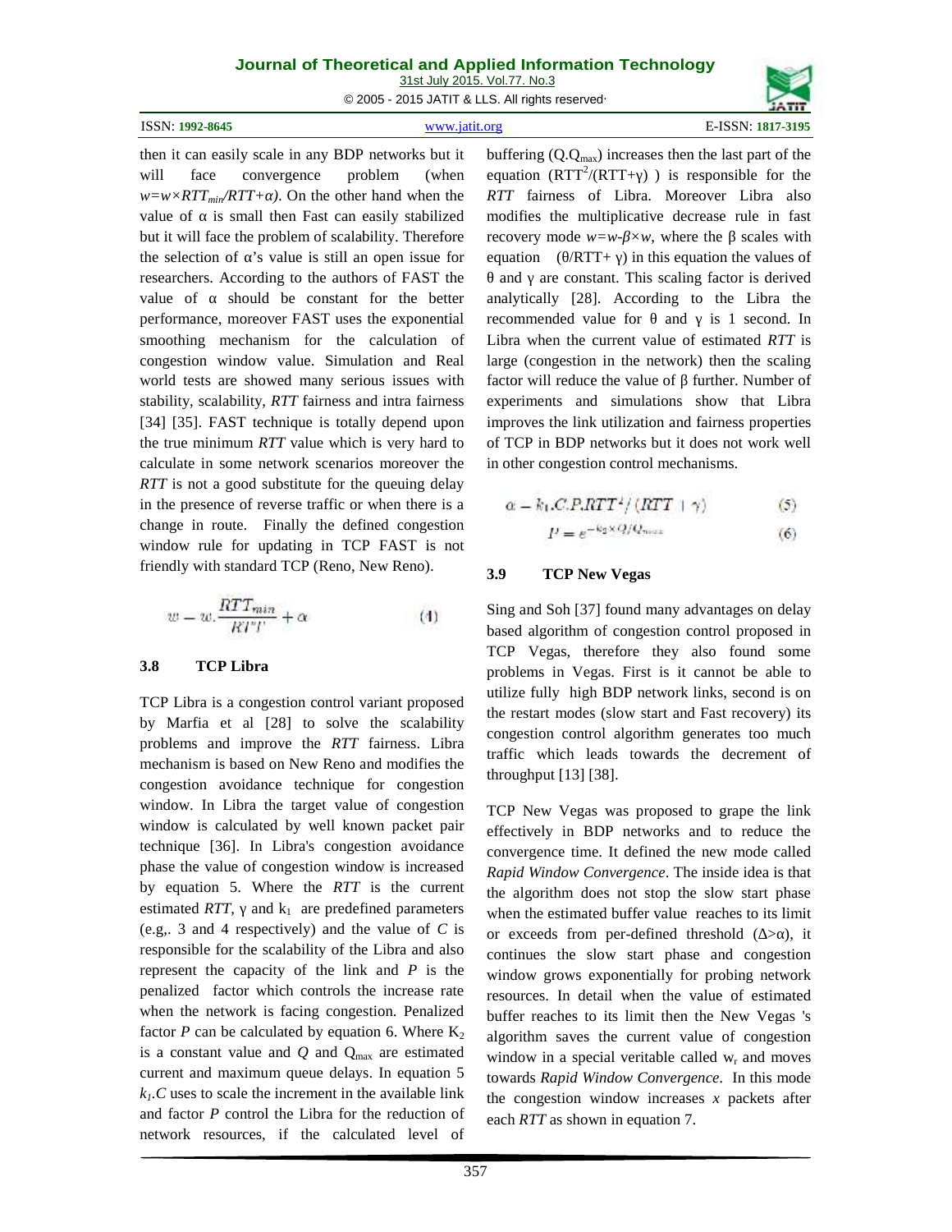then it can easily scale in any BDP networks but it will face convergence problem (when $w=w\times RTT_{min}/RTT+\alpha$). On the other hand when the value of α is small then Fast can easily stabilized but it will face the problem of scalability. Therefore the selection of α's value is still an open issue for researchers. According to the authors of FAST the value of α should be constant for the better performance, moreover FAST uses the exponential smoothing mechanism for the calculation of congestion window value. Simulation and Real world tests are showed many serious issues with stability, scalability, *RTT* fairness and intra fairness [34] [35]. FAST technique is totally depend upon the true minimum *RTT* value which is very hard to calculate in some network scenarios moreover the *RTT* is not a good substitute for the queuing delay in the presence of reverse traffic or when there is a change in route. Finally the defined congestion window rule for updating in TCP FAST is not friendly with standard TCP (Reno, New Reno).

$$w = w.\frac{RTT_{min}}{RTT} + \alpha \tag{4}$$

### 3.8 TCP Libra

TCP Libra is a congestion control variant proposed by Marfia et al [28] to solve the scalability problems and improve the *RTT* fairness. Libra mechanism is based on New Reno and modifies the congestion avoidance technique for congestion window. In Libra the target value of congestion window is calculated by well known packet pair technique [36]. In Libra's congestion avoidance phase the value of congestion window is increased by equation 5. Where the *RTT* is the current estimated *RTT*, γ and $k_1$ are predefined parameters (e.g,. 3 and 4 respectively) and the value of *C* is responsible for the scalability of the Libra and also represent the capacity of the link and *P* is the penalized factor which controls the increase rate when the network is facing congestion. Penalized factor *P* can be calculated by equation 6. Where $K_2$ is a constant value and *Q* and $Q_{max}$ are estimated current and maximum queue delays. In equation 5 $k_1.C$ uses to scale the increment in the available link and factor *P* control the Libra for the reduction of network resources, if the calculated level of buffering ($Q.Q_{max}$) increases then the last part of the equation ($RTT^2/(RTT+\gamma)$ ) is responsible for the *RTT* fairness of Libra. Moreover Libra also modifies the multiplicative decrease rule in fast recovery mode $w=w-\beta\times w$, where the β scales with equation ($\theta/RTT+\gamma$) in this equation the values of θ and γ are constant. This scaling factor is derived analytically [28]. According to the Libra the recommended value for θ and γ is 1 second. In Libra when the current value of estimated *RTT* is large (congestion in the network) then the scaling factor will reduce the value of β further. Number of experiments and simulations show that Libra improves the link utilization and fairness properties of TCP in BDP networks but it does not work well in other congestion control mechanisms.

$$\alpha = k_1.C.P.RTT^2/(RTT+\gamma) \tag{5}$$

$$P = e^{-k_2\times Q/Q_{max}} \tag{6}$$

### 3.9 TCP New Vegas

Sing and Soh [37] found many advantages on delay based algorithm of congestion control proposed in TCP Vegas, therefore they also found some problems in Vegas. First is it cannot be able to utilize fully high BDP network links, second is on the restart modes (slow start and Fast recovery) its congestion control algorithm generates too much traffic which leads towards the decrement of throughput [13] [38].

TCP New Vegas was proposed to grape the link effectively in BDP networks and to reduce the convergence time. It defined the new mode called *Rapid Window Convergence*. The inside idea is that the algorithm does not stop the slow start phase when the estimated buffer value reaches to its limit or exceeds from per-defined threshold (Δ>α), it continues the slow start phase and congestion window grows exponentially for probing network resources. In detail when the value of estimated buffer reaches to its limit then the New Vegas 's algorithm saves the current value of congestion window in a special veritable called $w_r$ and moves towards *Rapid Window Convergence*. In this mode the congestion window increases *x* packets after each *RTT* as shown in equation 7.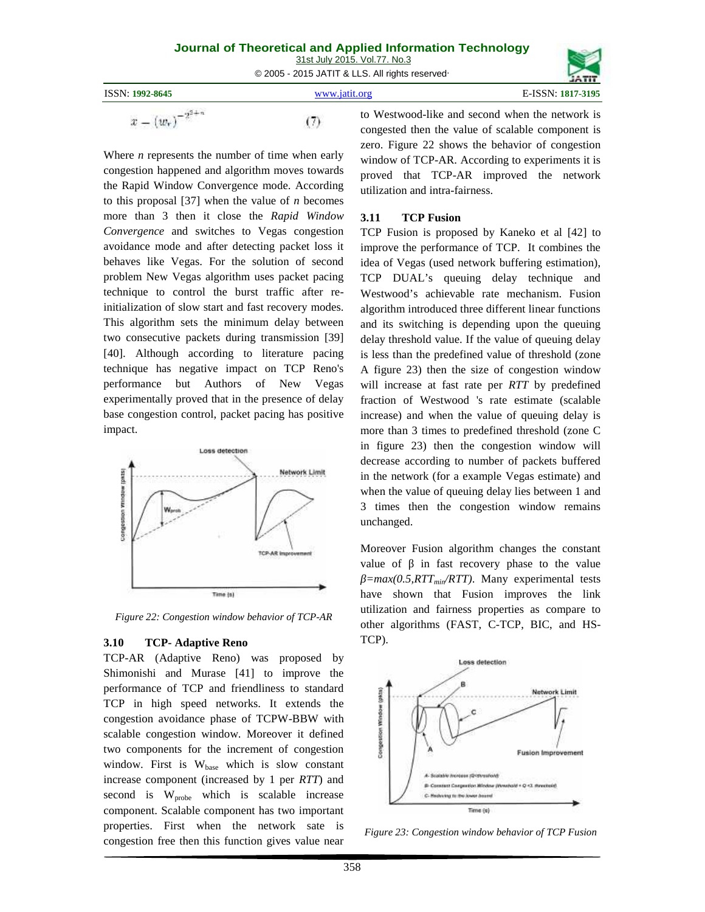$$x - (w_r)^{-2^{3+n}} \quad (7)$$

Where *n* represents the number of time when early congestion happened and algorithm moves towards the Rapid Window Convergence mode. According to this proposal [37] when the value of *n* becomes more than 3 then it close the *Rapid Window Convergence* and switches to Vegas congestion avoidance mode and after detecting packet loss it behaves like Vegas. For the solution of second problem New Vegas algorithm uses packet pacing technique to control the burst traffic after re-initialization of slow start and fast recovery modes. This algorithm sets the minimum delay between two consecutive packets during transmission [39] [40]. Although according to literature pacing technique has negative impact on TCP Reno's performance but Authors of New Vegas experimentally proved that in the presence of delay base congestion control, packet pacing has positive impact.

*Figure 22: Congestion window behavior of TCP-AR*

### 3.10 TCP- Adaptive Reno

TCP-AR (Adaptive Reno) was proposed by Shimonishi and Murase [41] to improve the performance of TCP and friendliness to standard TCP in high speed networks. It extends the congestion avoidance phase of TCPW-BBW with scalable congestion window. Moreover it defined two components for the increment of congestion window. First is $W_{base}$ which is slow constant increase component (increased by 1 per *RTT*) and second is $W_{probe}$ which is scalable increase component. Scalable component has two important properties. First when the network sate is congestion free then this function gives value near to Westwood-like and second when the network is congested then the value of scalable component is zero. Figure 22 shows the behavior of congestion window of TCP-AR. According to experiments it is proved that TCP-AR improved the network utilization and intra-fairness.

### 3.11 TCP Fusion

TCP Fusion is proposed by Kaneko et al [42] to improve the performance of TCP. It combines the idea of Vegas (used network buffering estimation), TCP DUAL's queuing delay technique and Westwood's achievable rate mechanism. Fusion algorithm introduced three different linear functions and its switching is depending upon the queuing delay threshold value. If the value of queuing delay is less than the predefined value of threshold (zone A figure 23) then the size of congestion window will increase at fast rate per *RTT* by predefined fraction of Westwood 's rate estimate (scalable increase) and when the value of queuing delay is more than 3 times to predefined threshold (zone C in figure 23) then the congestion window will decrease according to number of packets buffered in the network (for a example Vegas estimate) and when the value of queuing delay lies between 1 and 3 times then the congestion window remains unchanged.

Moreover Fusion algorithm changes the constant value of β in fast recovery phase to the value $\beta = max(0.5, RTT_{min}/RTT)$. Many experimental tests have shown that Fusion improves the link utilization and fairness properties as compare to other algorithms (FAST, C-TCP, BIC, and HS-TCP).

*Figure 23: Congestion window behavior of TCP Fusion*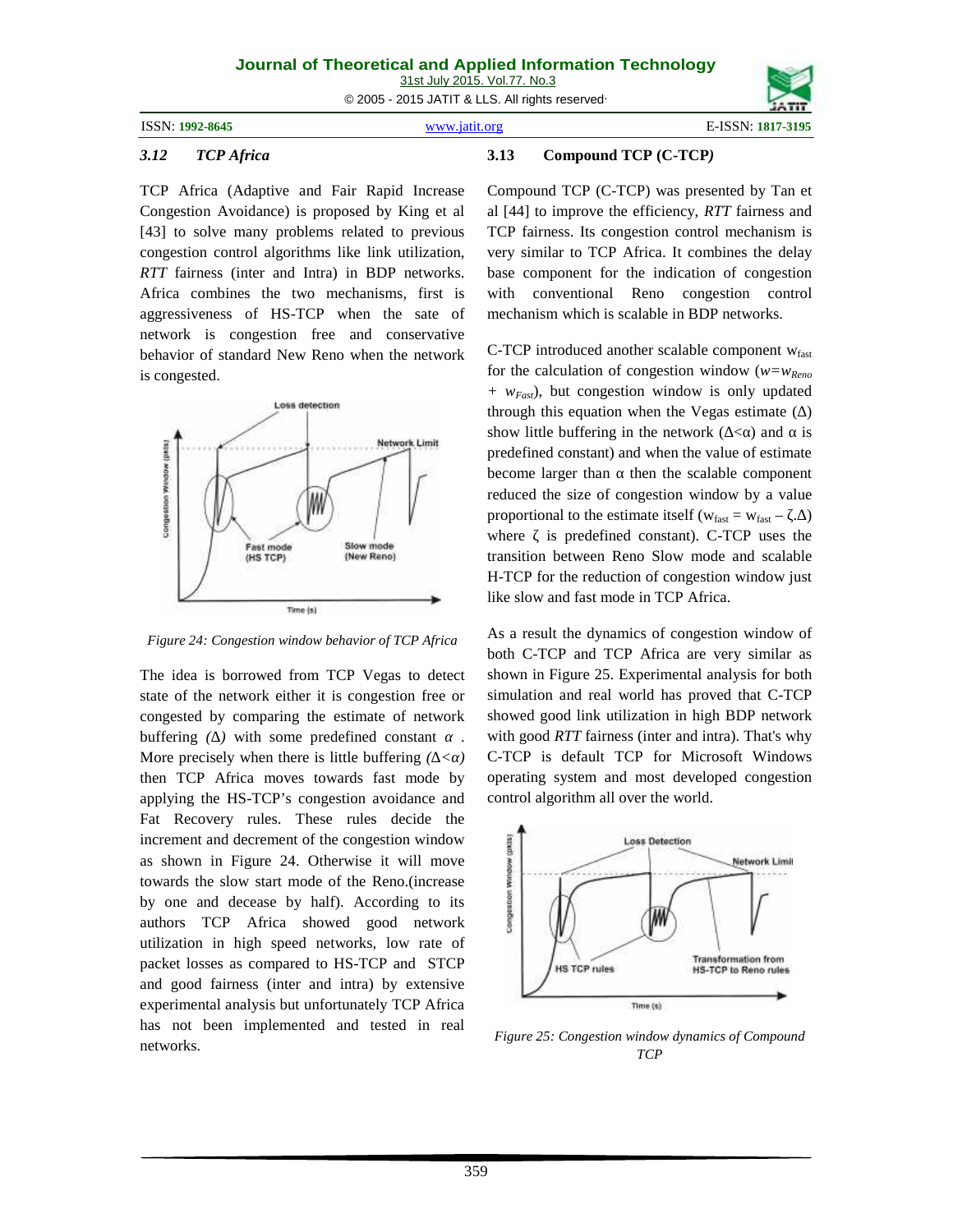### 3.12 *TCP Africa*

TCP Africa (Adaptive and Fair Rapid Increase Congestion Avoidance) is proposed by King et al [43] to solve many problems related to previous congestion control algorithms like link utilization, *RTT* fairness (inter and Intra) in BDP networks. Africa combines the two mechanisms, first is aggressiveness of HS-TCP when the sate of network is congestion free and conservative behavior of standard New Reno when the network is congested.

*Figure 24: Congestion window behavior of TCP Africa*

The idea is borrowed from TCP Vegas to detect state of the network either it is congestion free or congested by comparing the estimate of network buffering *(Δ)* with some predefined constant $\alpha$ . More precisely when there is little buffering $(\Delta<\alpha)$ then TCP Africa moves towards fast mode by applying the HS-TCP's congestion avoidance and Fat Recovery rules. These rules decide the increment and decrement of the congestion window as shown in Figure 24. Otherwise it will move towards the slow start mode of the Reno.(increase by one and decease by half). According to its authors TCP Africa showed good network utilization in high speed networks, low rate of packet losses as compared to HS-TCP and STCP and good fairness (inter and intra) by extensive experimental analysis but unfortunately TCP Africa has not been implemented and tested in real networks.

### 3.13 Compound TCP (C-TCP*)*

Compound TCP (C-TCP) was presented by Tan et al [44] to improve the efficiency, *RTT* fairness and TCP fairness. Its congestion control mechanism is very similar to TCP Africa. It combines the delay base component for the indication of congestion with conventional Reno congestion control mechanism which is scalable in BDP networks.

C-TCP introduced another scalable component $w_{fast}$ for the calculation of congestion window ($w=w_{Reno} + w_{Fast}$), but congestion window is only updated through this equation when the Vegas estimate (Δ) show little buffering in the network ($\Delta<\alpha$) and $\alpha$ is predefined constant) and when the value of estimate become larger than $\alpha$ then the scalable component reduced the size of congestion window by a value proportional to the estimate itself ($w_{fast} = w_{fast} - \zeta.\Delta$) where $\zeta$ is predefined constant). C-TCP uses the transition between Reno Slow mode and scalable H-TCP for the reduction of congestion window just like slow and fast mode in TCP Africa.

As a result the dynamics of congestion window of both C-TCP and TCP Africa are very similar as shown in Figure 25. Experimental analysis for both simulation and real world has proved that C-TCP showed good link utilization in high BDP network with good *RTT* fairness (inter and intra). That's why C-TCP is default TCP for Microsoft Windows operating system and most developed congestion control algorithm all over the world.

*Figure 25: Congestion window dynamics of Compound TCP*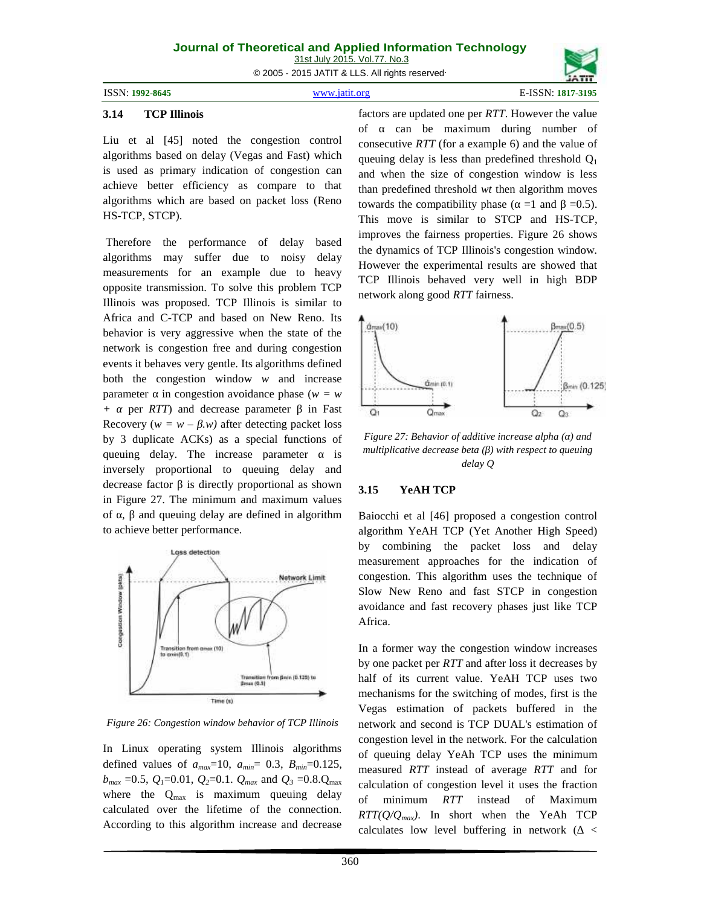### 3.14 TCP Illinois

Liu et al [45] noted the congestion control algorithms based on delay (Vegas and Fast) which is used as primary indication of congestion can achieve better efficiency as compare to that algorithms which are based on packet loss (Reno HS-TCP, STCP).

Therefore the performance of delay based algorithms may suffer due to noisy delay measurements for an example due to heavy opposite transmission. To solve this problem TCP Illinois was proposed. TCP Illinois is similar to Africa and C-TCP and based on New Reno. Its behavior is very aggressive when the state of the network is congestion free and during congestion events it behaves very gentle. Its algorithms defined both the congestion window $w$ and increase parameter α in congestion avoidance phase ($w = w + \alpha$ per $RTT$) and decrease parameter β in Fast Recovery ($w = w - \beta.w$) after detecting packet loss by 3 duplicate ACKs) as a special functions of queuing delay. The increase parameter α is inversely proportional to queuing delay and decrease factor β is directly proportional as shown in Figure 27. The minimum and maximum values of α, β and queuing delay are defined in algorithm to achieve better performance.

Figure 26: Congestion window behavior of TCP Illinois

In Linux operating system Illinois algorithms defined values of $a_{max}$=10, $a_{min}$= 0.3, $B_{min}$=0.125, $b_{max}$ =0.5, $Q_1$=0.01, $Q_2$=0.1. $Q_{max}$ and $Q_3$ =0.8.$Q_{max}$ where the $Q_{max}$ is maximum queuing delay calculated over the lifetime of the connection. According to this algorithm increase and decrease factors are updated one per $RTT$. However the value of α can be maximum during number of consecutive $RTT$ (for a example 6) and the value of queuing delay is less than predefined threshold $Q_1$ and when the size of congestion window is less than predefined threshold $wt$ then algorithm moves towards the compatibility phase (α =1 and β =0.5). This move is similar to STCP and HS-TCP, improves the fairness properties. Figure 26 shows the dynamics of TCP Illinois's congestion window. However the experimental results are showed that TCP Illinois behaved very well in high BDP network along good $RTT$ fairness.

Figure 27: Behavior of additive increase alpha (α) and multiplicative decrease beta (β) with respect to queuing delay Q

### 3.15 YeAH TCP

Baiocchi et al [46] proposed a congestion control algorithm YeAH TCP (Yet Another High Speed) by combining the packet loss and delay measurement approaches for the indication of congestion. This algorithm uses the technique of Slow New Reno and fast STCP in congestion avoidance and fast recovery phases just like TCP Africa.

In a former way the congestion window increases by one packet per $RTT$ and after loss it decreases by half of its current value. YeAH TCP uses two mechanisms for the switching of modes, first is the Vegas estimation of packets buffered in the network and second is TCP DUAL's estimation of congestion level in the network. For the calculation of queuing delay YeAh TCP uses the minimum measured $RTT$ instead of average $RTT$ and for calculation of congestion level it uses the fraction of minimum $RTT$ instead of Maximum $RTT(Q/Q_{max})$. In short when the YeAh TCP calculates low level buffering in network (Δ <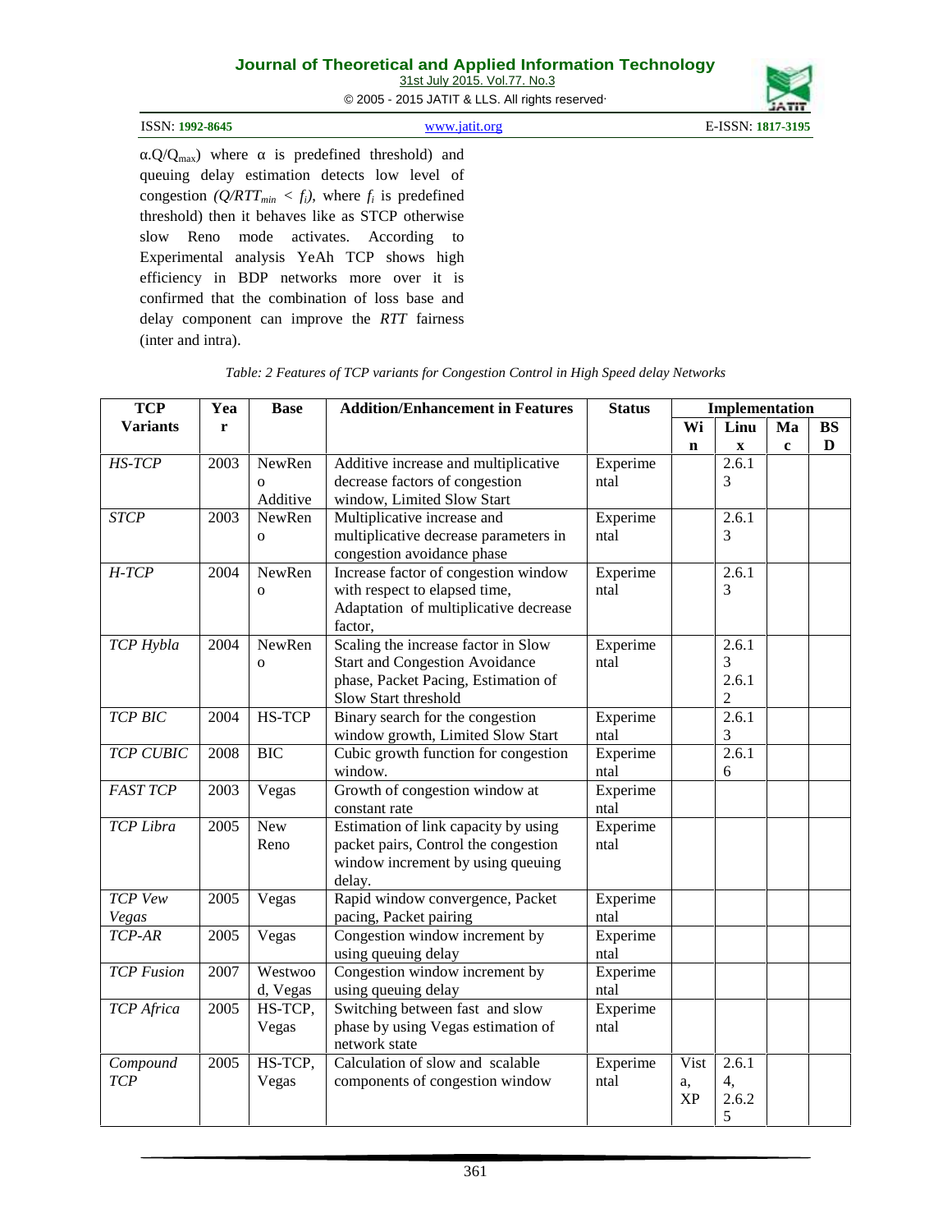$\alpha.Q/Q_{max}$) where $\alpha$ is predefined threshold) and queuing delay estimation detects low level of congestion ($Q/RTT_{min} < f_i$), where $f_i$ is predefined threshold) then it behaves like as STCP otherwise slow Reno mode activates. According to Experimental analysis YeAh TCP shows high efficiency in BDP networks more over it is confirmed that the combination of loss base and delay component can improve the *RTT* fairness (inter and intra).

*Table: 2 Features of TCP variants for Congestion Control in High Speed delay Networks*

| TCP Variants | Year | Base | Addition/Enhancement in Features | Status | Implementation | | | |
|---|---|---|---|---|---|---|---|---|
| | | | | | Win | Linux | Mac | BSD |
| *HS-TCP* | 2003 | NewReno Additive | Additive increase and multiplicative decrease factors of congestion window, Limited Slow Start | Experimental | | 2.6.13 | | |
| *STCP* | 2003 | NewReno | Multiplicative increase and multiplicative decrease parameters in congestion avoidance phase | Experimental | | 2.6.13 | | |
| *H-TCP* | 2004 | NewReno | Increase factor of congestion window with respect to elapsed time, Adaptation of multiplicative decrease factor, | Experimental | | 2.6.13 | | |
| *TCP Hybla* | 2004 | NewReno | Scaling the increase factor in Slow Start and Congestion Avoidance phase, Packet Pacing, Estimation of Slow Start threshold | Experimental | | 2.6.13 2.6.12 | | |
| *TCP BIC* | 2004 | HS-TCP | Binary search for the congestion window growth, Limited Slow Start | Experimental | | 2.6.13 | | |
| *TCP CUBIC* | 2008 | BIC | Cubic growth function for congestion window. | Experimental | | 2.6.16 | | |
| *FAST TCP* | 2003 | Vegas | Growth of congestion window at constant rate | Experimental | | | | |
| *TCP Libra* | 2005 | New Reno | Estimation of link capacity by using packet pairs, Control the congestion window increment by using queuing delay. | Experimental | | | | |
| *TCP Vew Vegas* | 2005 | Vegas | Rapid window convergence, Packet pacing, Packet pairing | Experimental | | | | |
| *TCP-AR* | 2005 | Vegas | Congestion window increment by using queuing delay | Experimental | | | | |
| *TCP Fusion* | 2007 | Westwood, Vegas | Congestion window increment by using queuing delay | Experimental | | | | |
| *TCP Africa* | 2005 | HS-TCP, Vegas | Switching between fast and slow phase by using Vegas estimation of network state | Experimental | | | | |
| *Compound TCP* | 2005 | HS-TCP, Vegas | Calculation of slow and scalable components of congestion window | Experimental | Vista, XP | 2.6.14, 2.6.25 | | |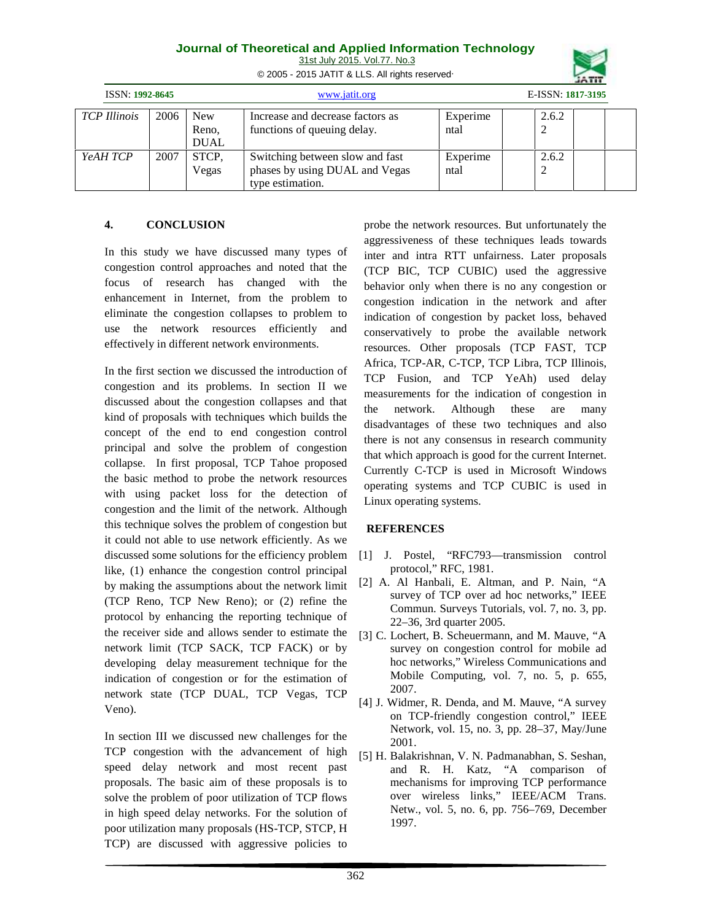| TCP Illinois | 2006 | New Reno, DUAL | Increase and decrease factors as functions of queuing delay. | Experimental | | 2.6.22 | | |
|---|---|---|---|---|---|---|---|---|
| YeAH TCP | 2007 | STCP, Vegas | Switching between slow and fast phases by using DUAL and Vegas type estimation. | Experimental | | 2.6.22 | | |

## 4. CONCLUSION

In this study we have discussed many types of congestion control approaches and noted that the focus of research has changed with the enhancement in Internet, from the problem to eliminate the congestion collapses to problem to use the network resources efficiently and effectively in different network environments.

In the first section we discussed the introduction of congestion and its problems. In section II we discussed about the congestion collapses and that kind of proposals with techniques which builds the concept of the end to end congestion control principal and solve the problem of congestion collapse. In first proposal, TCP Tahoe proposed the basic method to probe the network resources with using packet loss for the detection of congestion and the limit of the network. Although this technique solves the problem of congestion but it could not able to use network efficiently. As we discussed some solutions for the efficiency problem like, (1) enhance the congestion control principal by making the assumptions about the network limit (TCP Reno, TCP New Reno); or (2) refine the protocol by enhancing the reporting technique of the receiver side and allows sender to estimate the network limit (TCP SACK, TCP FACK) or by developing delay measurement technique for the indication of congestion or for the estimation of network state (TCP DUAL, TCP Vegas, TCP Veno).

In section III we discussed new challenges for the TCP congestion with the advancement of high speed delay network and most recent past proposals. The basic aim of these proposals is to solve the problem of poor utilization of TCP flows in high speed delay networks. For the solution of poor utilization many proposals (HS-TCP, STCP, H TCP) are discussed with aggressive policies to probe the network resources. But unfortunately the aggressiveness of these techniques leads towards inter and intra RTT unfairness. Later proposals (TCP BIC, TCP CUBIC) used the aggressive behavior only when there is no any congestion or congestion indication in the network and after indication of congestion by packet loss, behaved conservatively to probe the available network resources. Other proposals (TCP FAST, TCP Africa, TCP-AR, C-TCP, TCP Libra, TCP Illinois, TCP Fusion, and TCP YeAh) used delay measurements for the indication of congestion in the network. Although these are many disadvantages of these two techniques and also there is not any consensus in research community that which approach is good for the current Internet. Currently C-TCP is used in Microsoft Windows operating systems and TCP CUBIC is used in Linux operating systems.

## REFERENCES

[1] J. Postel, "RFC793—transmission control protocol," RFC, 1981.

[2] A. Al Hanbali, E. Altman, and P. Nain, "A survey of TCP over ad hoc networks," IEEE Commun. Surveys Tutorials, vol. 7, no. 3, pp. 22–36, 3rd quarter 2005.

[3] C. Lochert, B. Scheuermann, and M. Mauve, "A survey on congestion control for mobile ad hoc networks," Wireless Communications and Mobile Computing, vol. 7, no. 5, p. 655, 2007.

[4] J. Widmer, R. Denda, and M. Mauve, "A survey on TCP-friendly congestion control," IEEE Network, vol. 15, no. 3, pp. 28–37, May/June 2001.

[5] H. Balakrishnan, V. N. Padmanabhan, S. Seshan, and R. H. Katz, "A comparison of mechanisms for improving TCP performance over wireless links," IEEE/ACM Trans. Netw., vol. 5, no. 6, pp. 756–769, December 1997.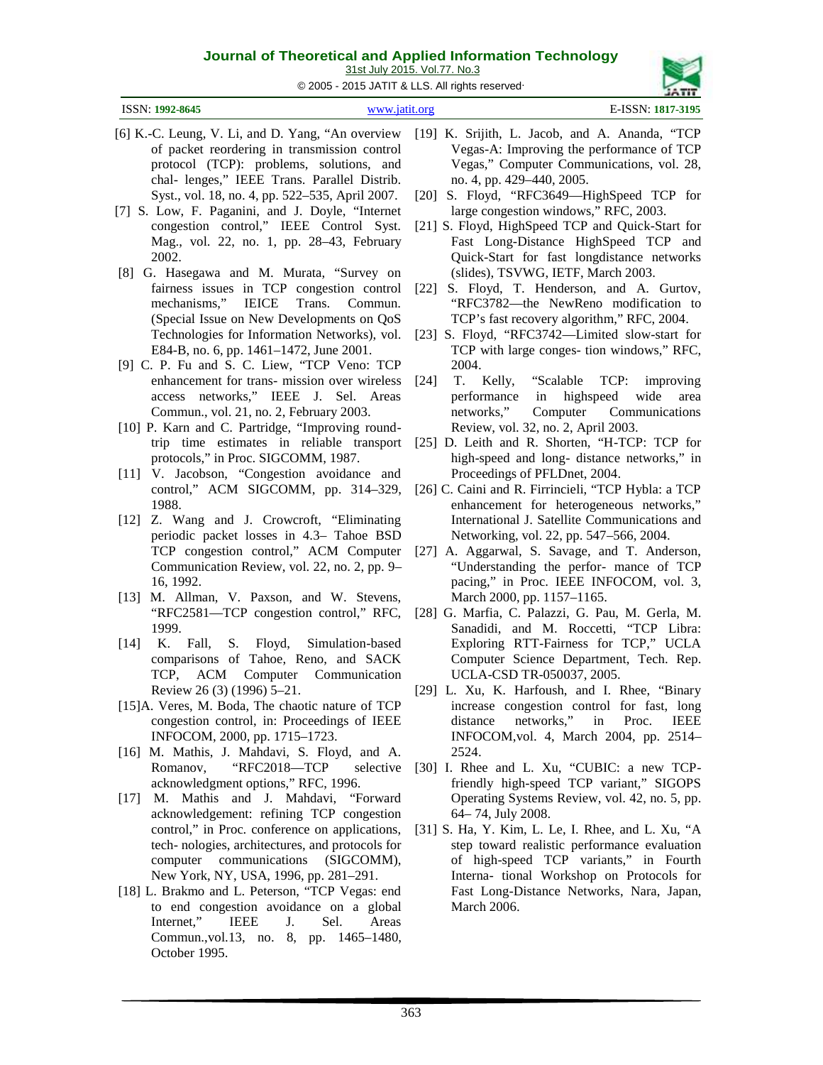[6] K.-C. Leung, V. Li, and D. Yang, "An overview of packet reordering in transmission control protocol (TCP): problems, solutions, and chal- lenges," IEEE Trans. Parallel Distrib. Syst., vol. 18, no. 4, pp. 522–535, April 2007.

[7] S. Low, F. Paganini, and J. Doyle, "Internet congestion control," IEEE Control Syst. Mag., vol. 22, no. 1, pp. 28–43, February 2002.

[8] G. Hasegawa and M. Murata, "Survey on fairness issues in TCP congestion control mechanisms," IEICE Trans. Commun. (Special Issue on New Developments on QoS Technologies for Information Networks), vol. E84-B, no. 6, pp. 1461–1472, June 2001.

[9] C. P. Fu and S. C. Liew, "TCP Veno: TCP enhancement for trans- mission over wireless access networks," IEEE J. Sel. Areas Commun., vol. 21, no. 2, February 2003.

[10] P. Karn and C. Partridge, "Improving round-trip time estimates in reliable transport protocols," in Proc. SIGCOMM, 1987.

[11] V. Jacobson, "Congestion avoidance and control," ACM SIGCOMM, pp. 314–329, 1988.

[12] Z. Wang and J. Crowcroft, "Eliminating periodic packet losses in 4.3– Tahoe BSD TCP congestion control," ACM Computer Communication Review, vol. 22, no. 2, pp. 9–16, 1992.

[13] M. Allman, V. Paxson, and W. Stevens, "RFC2581—TCP congestion control," RFC, 1999.

[14] K. Fall, S. Floyd, Simulation-based comparisons of Tahoe, Reno, and SACK TCP, ACM Computer Communication Review 26 (3) (1996) 5–21.

[15]A. Veres, M. Boda, The chaotic nature of TCP congestion control, in: Proceedings of IEEE INFOCOM, 2000, pp. 1715–1723.

[16] M. Mathis, J. Mahdavi, S. Floyd, and A. Romanov, "RFC2018—TCP selective acknowledgment options," RFC, 1996.

[17] M. Mathis and J. Mahdavi, "Forward acknowledgement: refining TCP congestion control," in Proc. conference on applications, tech- nologies, architectures, and protocols for computer communications (SIGCOMM), New York, NY, USA, 1996, pp. 281–291.

[18] L. Brakmo and L. Peterson, "TCP Vegas: end to end congestion avoidance on a global Internet," IEEE J. Sel. Areas Commun.,vol.13, no. 8, pp. 1465–1480, October 1995.

[19] K. Srijith, L. Jacob, and A. Ananda, "TCP Vegas-A: Improving the performance of TCP Vegas," Computer Communications, vol. 28, no. 4, pp. 429–440, 2005.

[20] S. Floyd, "RFC3649—HighSpeed TCP for large congestion windows," RFC, 2003.

[21] S. Floyd, HighSpeed TCP and Quick-Start for Fast Long-Distance HighSpeed TCP and Quick-Start for fast longdistance networks (slides), TSVWG, IETF, March 2003.

[22] S. Floyd, T. Henderson, and A. Gurtov, "RFC3782—the NewReno modification to TCP's fast recovery algorithm," RFC, 2004.

[23] S. Floyd, "RFC3742—Limited slow-start for TCP with large conges- tion windows," RFC, 2004.

[24] T. Kelly, "Scalable TCP: improving performance in highspeed wide area networks," Computer Communications Review, vol. 32, no. 2, April 2003.

[25] D. Leith and R. Shorten, "H-TCP: TCP for high-speed and long- distance networks," in Proceedings of PFLDnet, 2004.

[26] C. Caini and R. Firrincieli, "TCP Hybla: a TCP enhancement for heterogeneous networks," International J. Satellite Communications and Networking, vol. 22, pp. 547–566, 2004.

[27] A. Aggarwal, S. Savage, and T. Anderson, "Understanding the perfor- mance of TCP pacing," in Proc. IEEE INFOCOM, vol. 3, March 2000, pp. 1157–1165.

[28] G. Marfia, C. Palazzi, G. Pau, M. Gerla, M. Sanadidi, and M. Roccetti, "TCP Libra: Exploring RTT-Fairness for TCP," UCLA Computer Science Department, Tech. Rep. UCLA-CSD TR-050037, 2005.

[29] L. Xu, K. Harfoush, and I. Rhee, "Binary increase congestion control for fast, long distance networks," in Proc. IEEE INFOCOM,vol. 4, March 2004, pp. 2514–2524.

[30] I. Rhee and L. Xu, "CUBIC: a new TCP-friendly high-speed TCP variant," SIGOPS Operating Systems Review, vol. 42, no. 5, pp. 64– 74, July 2008.

[31] S. Ha, Y. Kim, L. Le, I. Rhee, and L. Xu, "A step toward realistic performance evaluation of high-speed TCP variants," in Fourth Interna- tional Workshop on Protocols for Fast Long-Distance Networks, Nara, Japan, March 2006.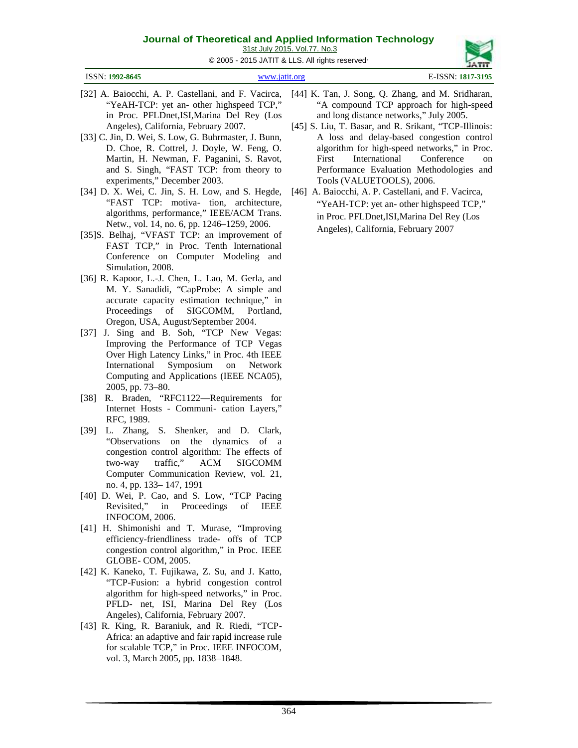[32] A. Baiocchi, A. P. Castellani, and F. Vacirca, "YeAH-TCP: yet an- other highspeed TCP," in Proc. PFLDnet,ISI,Marina Del Rey (Los Angeles), California, February 2007.

[33] C. Jin, D. Wei, S. Low, G. Buhrmaster, J. Bunn, D. Choe, R. Cottrel, J. Doyle, W. Feng, O. Martin, H. Newman, F. Paganini, S. Ravot, and S. Singh, "FAST TCP: from theory to experiments," December 2003.

[34] D. X. Wei, C. Jin, S. H. Low, and S. Hegde, "FAST TCP: motiva- tion, architecture, algorithms, performance," IEEE/ACM Trans. Netw., vol. 14, no. 6, pp. 1246–1259, 2006.

[35]S. Belhaj, "VFAST TCP: an improvement of FAST TCP," in Proc. Tenth International Conference on Computer Modeling and Simulation, 2008.

[36] R. Kapoor, L.-J. Chen, L. Lao, M. Gerla, and M. Y. Sanadidi, "CapProbe: A simple and accurate capacity estimation technique," in Proceedings of SIGCOMM, Portland, Oregon, USA, August/September 2004.

[37] J. Sing and B. Soh, "TCP New Vegas: Improving the Performance of TCP Vegas Over High Latency Links," in Proc. 4th IEEE International Symposium on Network Computing and Applications (IEEE NCA05), 2005, pp. 73–80.

[38] R. Braden, "RFC1122—Requirements for Internet Hosts - Communi- cation Layers," RFC, 1989.

[39] L. Zhang, S. Shenker, and D. Clark, "Observations on the dynamics of a congestion control algorithm: The effects of two-way traffic," ACM SIGCOMM Computer Communication Review, vol. 21, no. 4, pp. 133– 147, 1991

[40] D. Wei, P. Cao, and S. Low, "TCP Pacing Revisited," in Proceedings of IEEE INFOCOM, 2006.

[41] H. Shimonishi and T. Murase, "Improving efficiency-friendliness trade- offs of TCP congestion control algorithm," in Proc. IEEE GLOBE- COM, 2005.

[42] K. Kaneko, T. Fujikawa, Z. Su, and J. Katto, "TCP-Fusion: a hybrid congestion control algorithm for high-speed networks," in Proc. PFLD- net, ISI, Marina Del Rey (Los Angeles), California, February 2007.

[43] R. King, R. Baraniuk, and R. Riedi, "TCP-Africa: an adaptive and fair rapid increase rule for scalable TCP," in Proc. IEEE INFOCOM, vol. 3, March 2005, pp. 1838–1848.

[44] K. Tan, J. Song, Q. Zhang, and M. Sridharan, "A compound TCP approach for high-speed and long distance networks," July 2005.

[45] S. Liu, T. Basar, and R. Srikant, "TCP-Illinois: A loss and delay-based congestion control algorithm for high-speed networks," in Proc. First International Conference on Performance Evaluation Methodologies and Tools (VALUETOOLS), 2006.

[46] A. Baiocchi, A. P. Castellani, and F. Vacirca, "YeAH-TCP: yet an- other highspeed TCP," in Proc. PFLDnet,ISI,Marina Del Rey (Los Angeles), California, February 2007